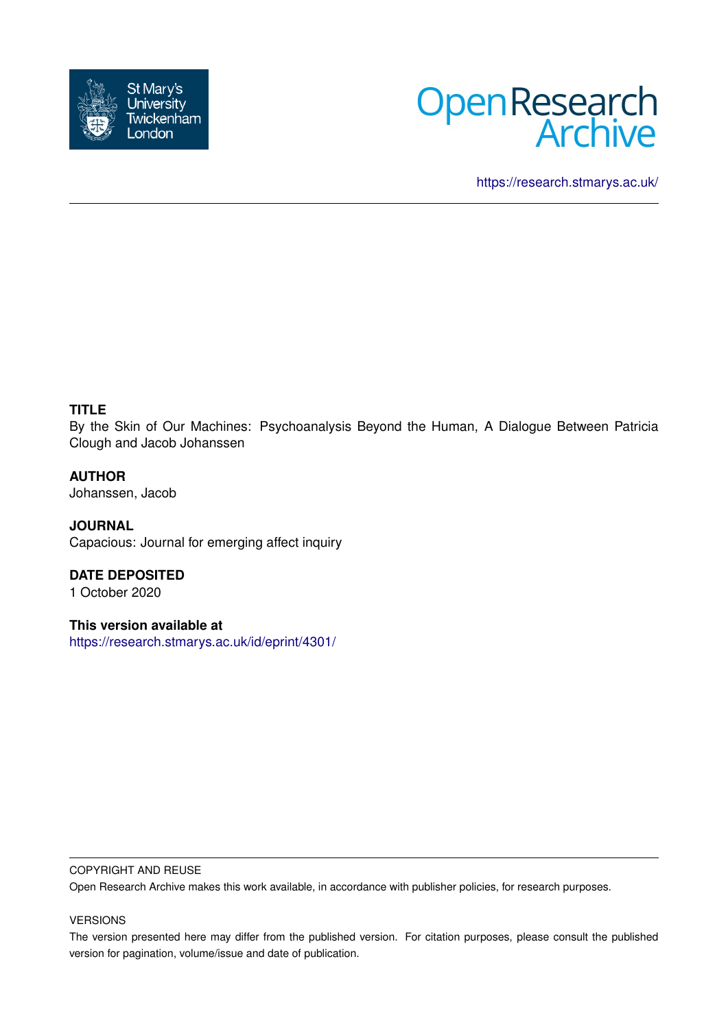St Mary's University Twickenham London

Open Research Archive

https://research.stmarys.ac.uk/

**TITLE**

By the Skin of Our Machines: Psychoanalysis Beyond the Human, A Dialogue Between Patricia Clough and Jacob Johanssen

**AUTHOR**

Johanssen, Jacob

**JOURNAL**

Capacious: Journal for emerging affect inquiry

**DATE DEPOSITED**

1 October 2020

**This version available at**

https://research.stmarys.ac.uk/id/eprint/4301/

COPYRIGHT AND REUSE

Open Research Archive makes this work available, in accordance with publisher policies, for research purposes.

VERSIONS

The version presented here may differ from the published version. For citation purposes, please consult the published version for pagination, volume/issue and date of publication.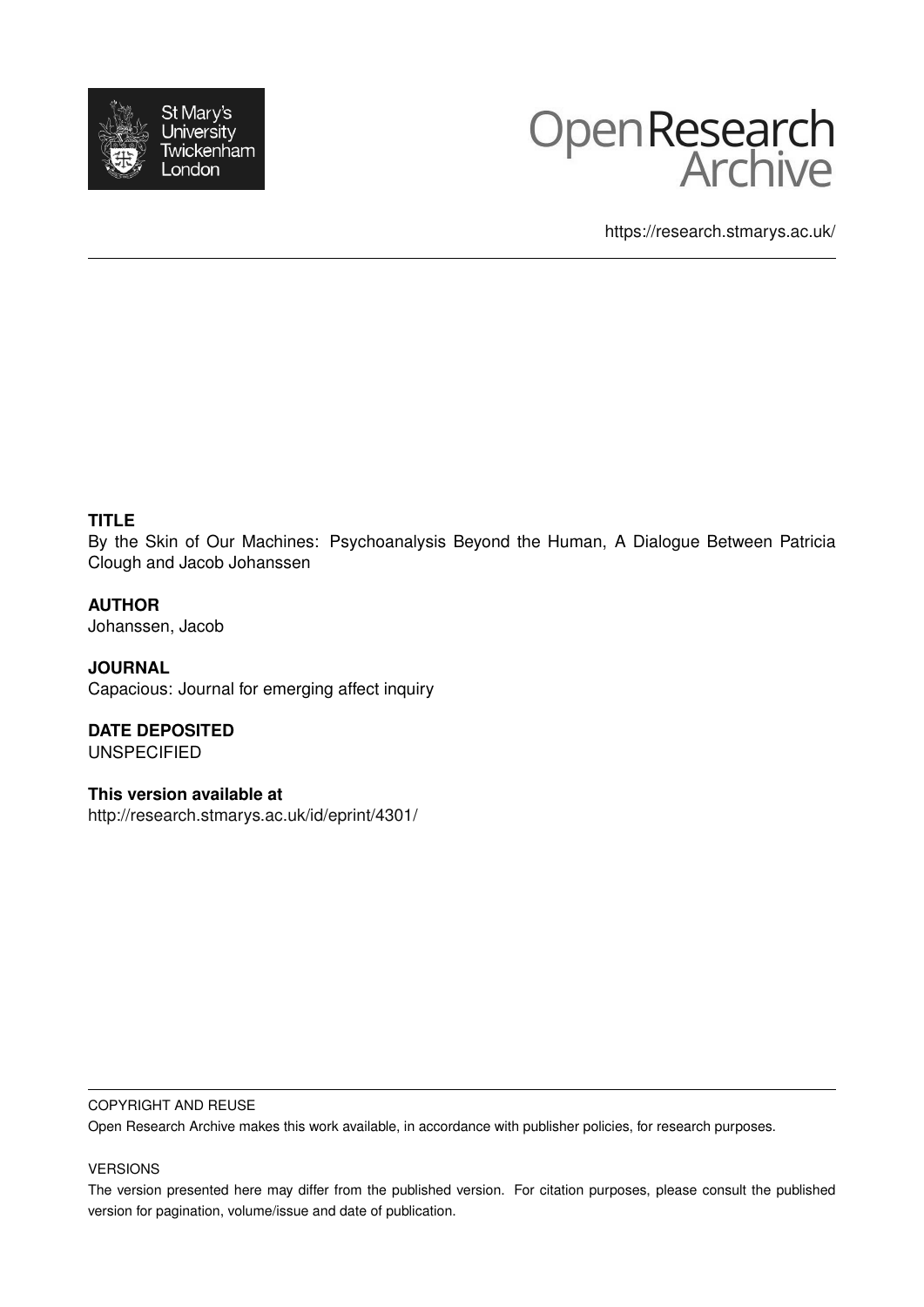https://research.stmarys.ac.uk/

**TITLE**

By the Skin of Our Machines: Psychoanalysis Beyond the Human, A Dialogue Between Patricia Clough and Jacob Johanssen

**AUTHOR**

Johanssen, Jacob

**JOURNAL**

Capacious: Journal for emerging affect inquiry

**DATE DEPOSITED**

UNSPECIFIED

**This version available at**

http://research.stmarys.ac.uk/id/eprint/4301/

COPYRIGHT AND REUSE

Open Research Archive makes this work available, in accordance with publisher policies, for research purposes.

VERSIONS

The version presented here may differ from the published version. For citation purposes, please consult the published version for pagination, volume/issue and date of publication.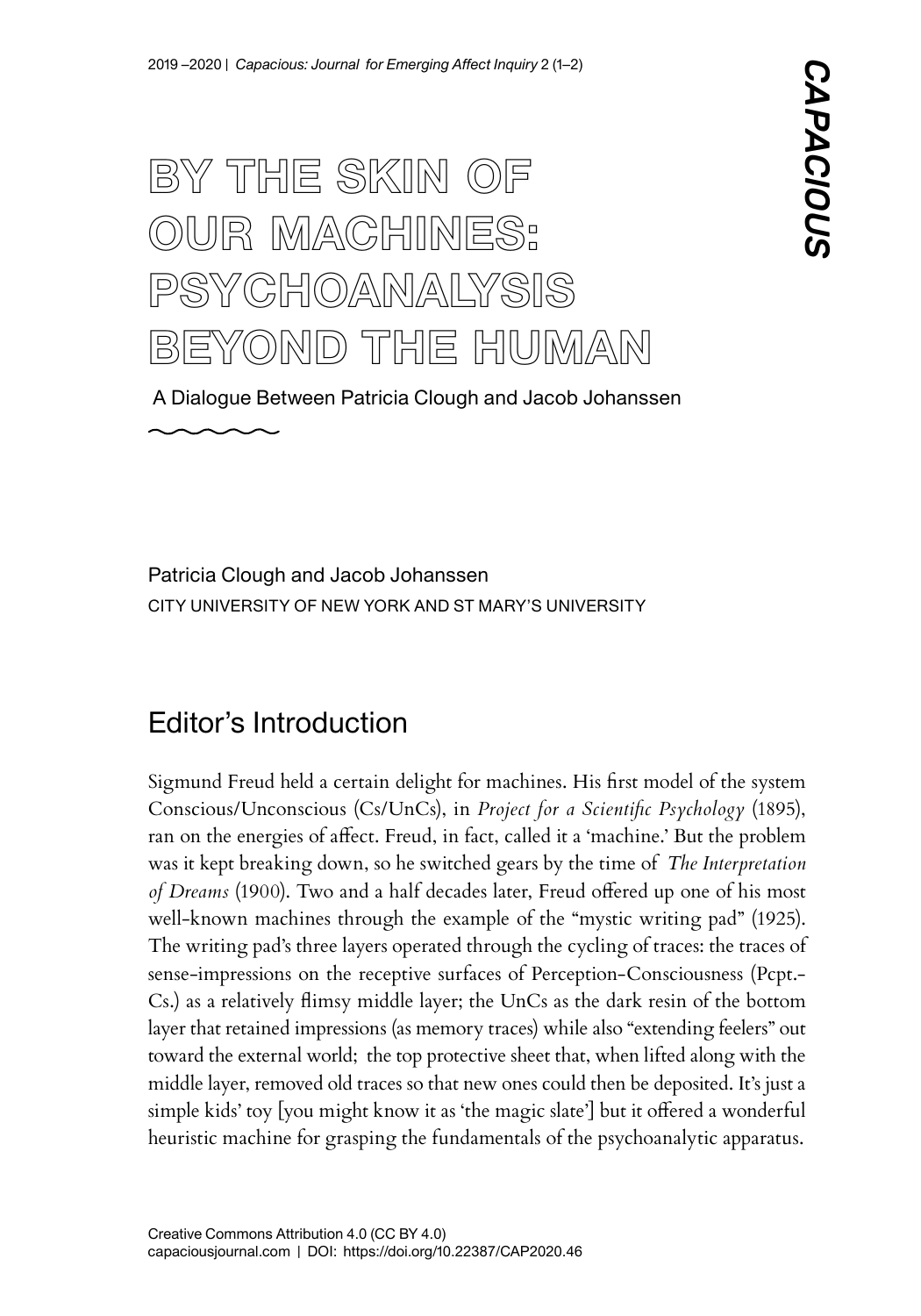# BY THE SKIN OF OUR MACHINES: PSYCHOANALYSIS BEYOND THE HUMAN

A Dialogue Between Patricia Clough and Jacob Johanssen

Patricia Clough and Jacob Johanssen
CITY UNIVERSITY OF NEW YORK AND ST MARY'S UNIVERSITY

## Editor's Introduction

Sigmund Freud held a certain delight for machines. His first model of the system Conscious/Unconscious (Cs/UnCs), in *Project for a Scientific Psychology* (1895), ran on the energies of affect. Freud, in fact, called it a 'machine.' But the problem was it kept breaking down, so he switched gears by the time of *The Interpretation of Dreams* (1900). Two and a half decades later, Freud offered up one of his most well-known machines through the example of the "mystic writing pad" (1925). The writing pad's three layers operated through the cycling of traces: the traces of sense-impressions on the receptive surfaces of Perception-Consciousness (Pcpt.-Cs.) as a relatively flimsy middle layer; the UnCs as the dark resin of the bottom layer that retained impressions (as memory traces) while also "extending feelers" out toward the external world; the top protective sheet that, when lifted along with the middle layer, removed old traces so that new ones could then be deposited. It's just a simple kids' toy [you might know it as 'the magic slate'] but it offered a wonderful heuristic machine for grasping the fundamentals of the psychoanalytic apparatus.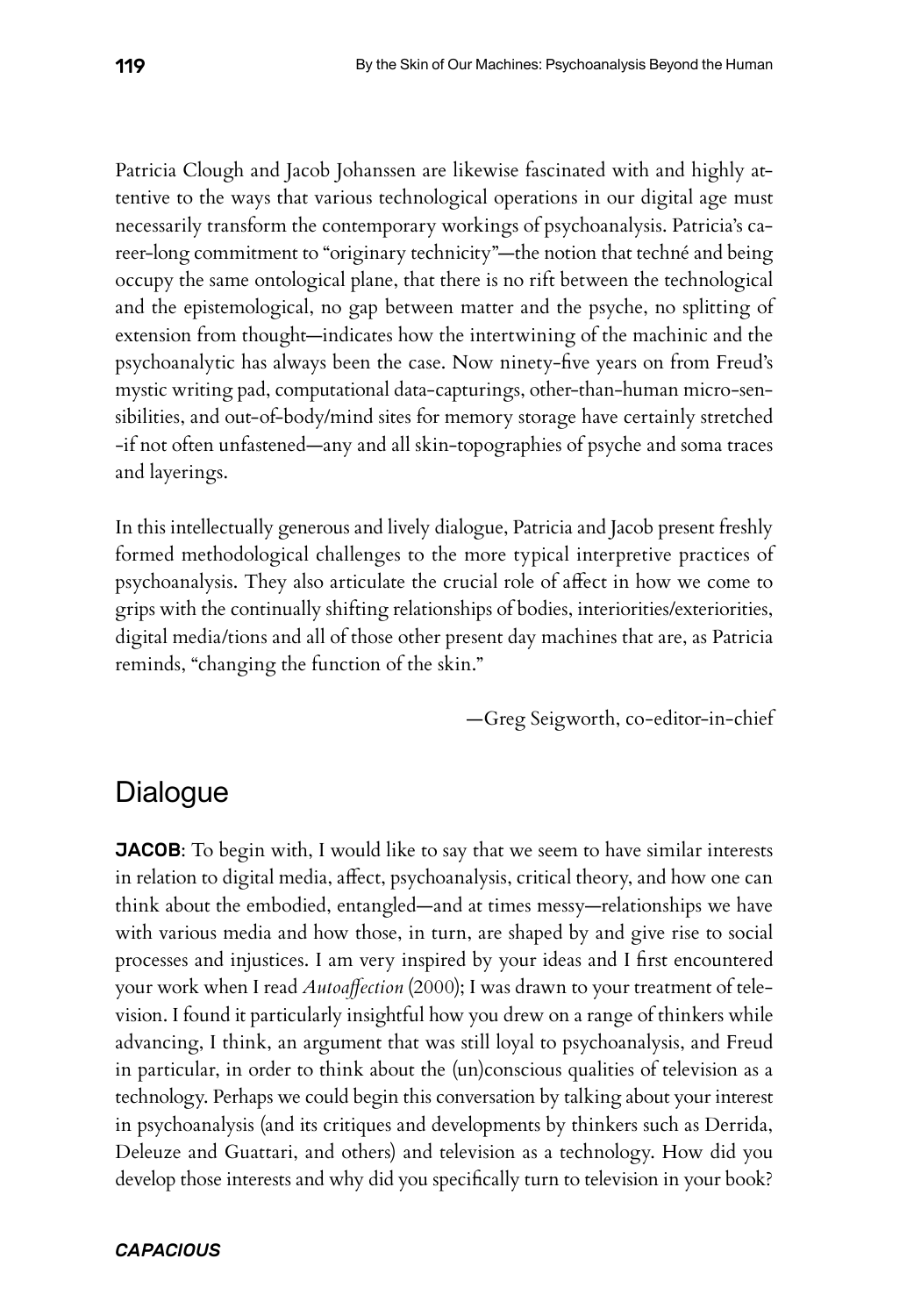Patricia Clough and Jacob Johanssen are likewise fascinated with and highly attentive to the ways that various technological operations in our digital age must necessarily transform the contemporary workings of psychoanalysis. Patricia's career-long commitment to "originary technicity"—the notion that techné and being occupy the same ontological plane, that there is no rift between the technological and the epistemological, no gap between matter and the psyche, no splitting of extension from thought—indicates how the intertwining of the machinic and the psychoanalytic has always been the case. Now ninety-five years on from Freud's mystic writing pad, computational data-capturings, other-than-human micro-sensibilities, and out-of-body/mind sites for memory storage have certainly stretched -if not often unfastened—any and all skin-topographies of psyche and soma traces and layerings.

In this intellectually generous and lively dialogue, Patricia and Jacob present freshly formed methodological challenges to the more typical interpretive practices of psychoanalysis. They also articulate the crucial role of affect in how we come to grips with the continually shifting relationships of bodies, interiorities/exteriorities, digital media/tions and all of those other present day machines that are, as Patricia reminds, "changing the function of the skin."

—Greg Seigworth, co-editor-in-chief

## Dialogue

**JACOB**: To begin with, I would like to say that we seem to have similar interests in relation to digital media, affect, psychoanalysis, critical theory, and how one can think about the embodied, entangled—and at times messy—relationships we have with various media and how those, in turn, are shaped by and give rise to social processes and injustices. I am very inspired by your ideas and I first encountered your work when I read *Autoaffection* (2000); I was drawn to your treatment of television. I found it particularly insightful how you drew on a range of thinkers while advancing, I think, an argument that was still loyal to psychoanalysis, and Freud in particular, in order to think about the (un)conscious qualities of television as a technology. Perhaps we could begin this conversation by talking about your interest in psychoanalysis (and its critiques and developments by thinkers such as Derrida, Deleuze and Guattari, and others) and television as a technology. How did you develop those interests and why did you specifically turn to television in your book?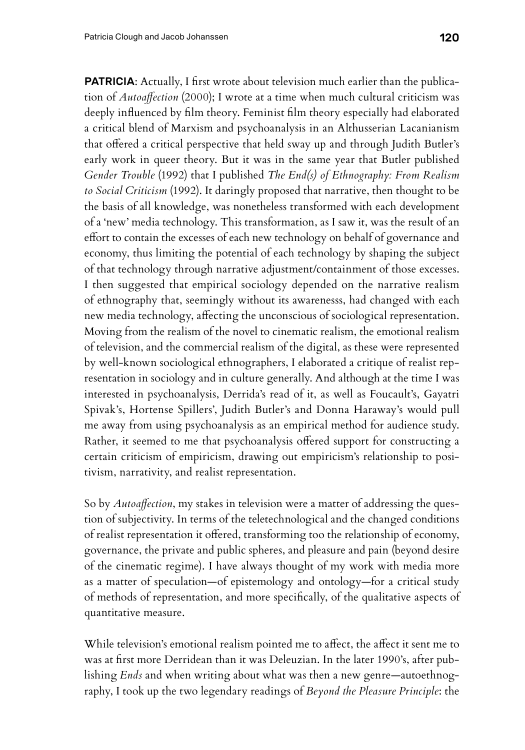**PATRICIA**: Actually, I first wrote about television much earlier than the publication of *Autoaffection* (2000); I wrote at a time when much cultural criticism was deeply influenced by film theory. Feminist film theory especially had elaborated a critical blend of Marxism and psychoanalysis in an Althusserian Lacanianism that offered a critical perspective that held sway up and through Judith Butler's early work in queer theory. But it was in the same year that Butler published *Gender Trouble* (1992) that I published *The End(s) of Ethnography: From Realism to Social Criticism* (1992). It daringly proposed that narrative, then thought to be the basis of all knowledge, was nonetheless transformed with each development of a 'new' media technology. This transformation, as I saw it, was the result of an effort to contain the excesses of each new technology on behalf of governance and economy, thus limiting the potential of each technology by shaping the subject of that technology through narrative adjustment/containment of those excesses. I then suggested that empirical sociology depended on the narrative realism of ethnography that, seemingly without its awarenesss, had changed with each new media technology, affecting the unconscious of sociological representation. Moving from the realism of the novel to cinematic realism, the emotional realism of television, and the commercial realism of the digital, as these were represented by well-known sociological ethnographers, I elaborated a critique of realist representation in sociology and in culture generally. And although at the time I was interested in psychoanalysis, Derrida's read of it, as well as Foucault's, Gayatri Spivak's, Hortense Spillers', Judith Butler's and Donna Haraway's would pull me away from using psychoanalysis as an empirical method for audience study. Rather, it seemed to me that psychoanalysis offered support for constructing a certain criticism of empiricism, drawing out empiricism's relationship to positivism, narrativity, and realist representation.

So by *Autoaffection*, my stakes in television were a matter of addressing the question of subjectivity. In terms of the teletechnological and the changed conditions of realist representation it offered, transforming too the relationship of economy, governance, the private and public spheres, and pleasure and pain (beyond desire of the cinematic regime). I have always thought of my work with media more as a matter of speculation—of epistemology and ontology—for a critical study of methods of representation, and more specifically, of the qualitative aspects of quantitative measure.

While television's emotional realism pointed me to affect, the affect it sent me to was at first more Derridean than it was Deleuzian. In the later 1990's, after publishing *Ends* and when writing about what was then a new genre—autoethnography, I took up the two legendary readings of *Beyond the Pleasure Principle*: the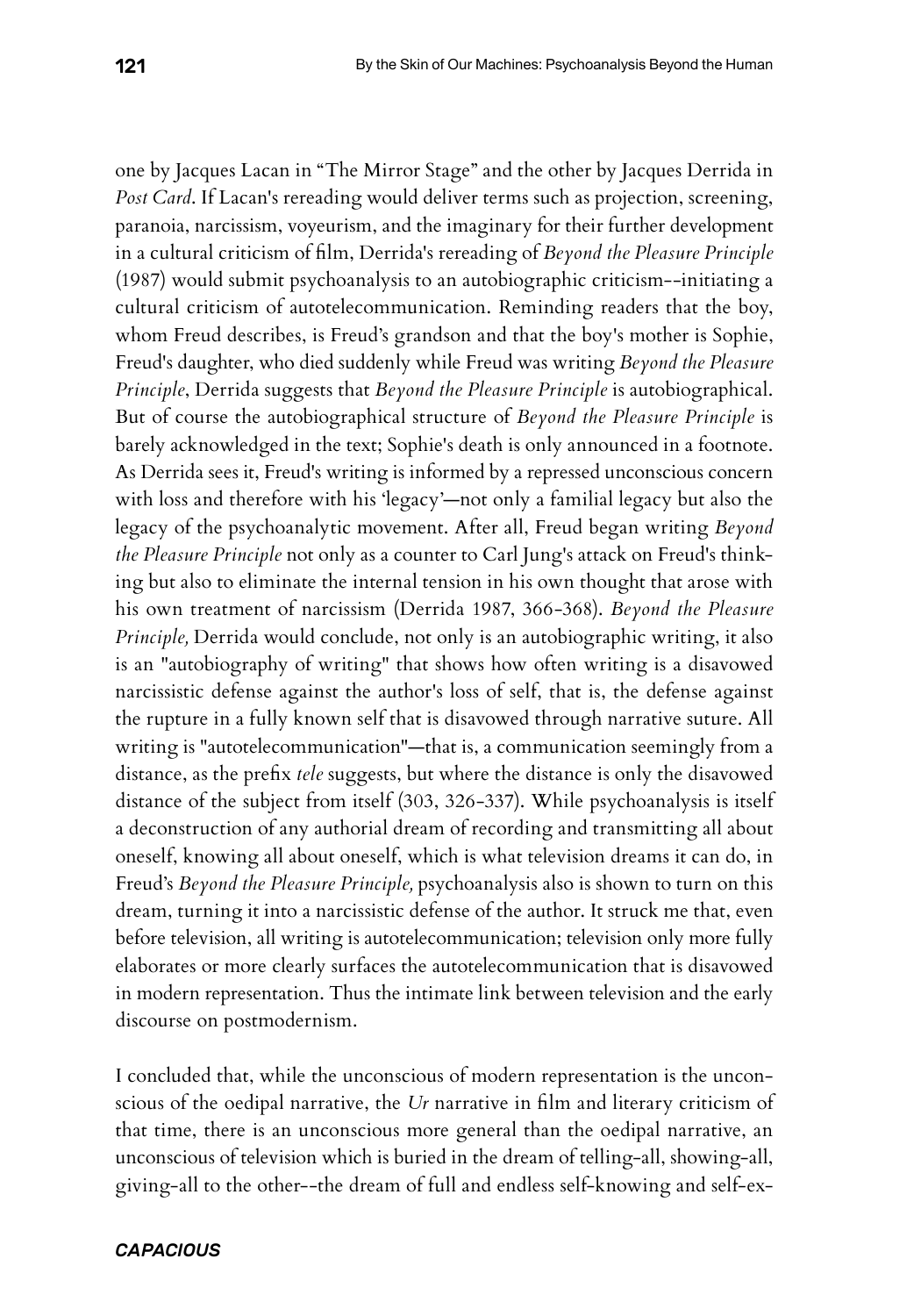one by Jacques Lacan in "The Mirror Stage" and the other by Jacques Derrida in *Post Card*. If Lacan's rereading would deliver terms such as projection, screening, paranoia, narcissism, voyeurism, and the imaginary for their further development in a cultural criticism of film, Derrida's rereading of *Beyond the Pleasure Principle* (1987) would submit psychoanalysis to an autobiographic criticism--initiating a cultural criticism of autotelecommunication. Reminding readers that the boy, whom Freud describes, is Freud's grandson and that the boy's mother is Sophie, Freud's daughter, who died suddenly while Freud was writing *Beyond the Pleasure Principle*, Derrida suggests that *Beyond the Pleasure Principle* is autobiographical. But of course the autobiographical structure of *Beyond the Pleasure Principle* is barely acknowledged in the text; Sophie's death is only announced in a footnote. As Derrida sees it, Freud's writing is informed by a repressed unconscious concern with loss and therefore with his 'legacy'—not only a familial legacy but also the legacy of the psychoanalytic movement. After all, Freud began writing *Beyond the Pleasure Principle* not only as a counter to Carl Jung's attack on Freud's thinking but also to eliminate the internal tension in his own thought that arose with his own treatment of narcissism (Derrida 1987, 366-368). *Beyond the Pleasure Principle,* Derrida would conclude, not only is an autobiographic writing, it also is an "autobiography of writing" that shows how often writing is a disavowed narcissistic defense against the author's loss of self, that is, the defense against the rupture in a fully known self that is disavowed through narrative suture. All writing is "autotelecommunication"—that is, a communication seemingly from a distance, as the prefix *tele* suggests, but where the distance is only the disavowed distance of the subject from itself (303, 326-337). While psychoanalysis is itself a deconstruction of any authorial dream of recording and transmitting all about oneself, knowing all about oneself, which is what television dreams it can do, in Freud's *Beyond the Pleasure Principle,* psychoanalysis also is shown to turn on this dream, turning it into a narcissistic defense of the author. It struck me that, even before television, all writing is autotelecommunication; television only more fully elaborates or more clearly surfaces the autotelecommunication that is disavowed in modern representation. Thus the intimate link between television and the early discourse on postmodernism.

I concluded that, while the unconscious of modern representation is the unconscious of the oedipal narrative, the *Ur* narrative in film and literary criticism of that time, there is an unconscious more general than the oedipal narrative, an unconscious of television which is buried in the dream of telling-all, showing-all, giving-all to the other--the dream of full and endless self-knowing and self-ex-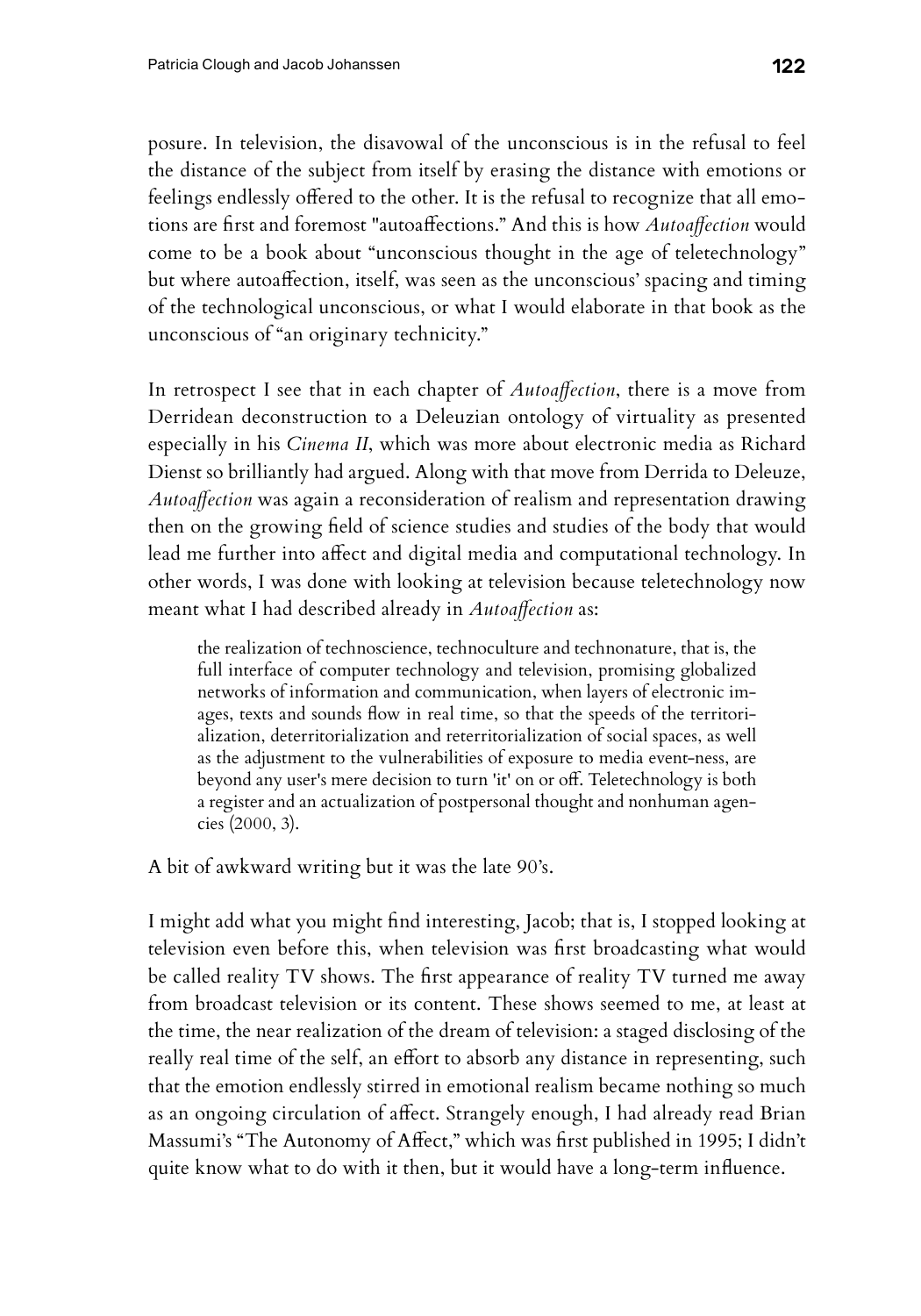posure. In television, the disavowal of the unconscious is in the refusal to feel the distance of the subject from itself by erasing the distance with emotions or feelings endlessly offered to the other. It is the refusal to recognize that all emotions are first and foremost "autoaffections." And this is how *Autoaffection* would come to be a book about "unconscious thought in the age of teletechnology" but where autoaffection, itself, was seen as the unconscious' spacing and timing of the technological unconscious, or what I would elaborate in that book as the unconscious of "an originary technicity."

In retrospect I see that in each chapter of *Autoaffection*, there is a move from Derridean deconstruction to a Deleuzian ontology of virtuality as presented especially in his *Cinema II*, which was more about electronic media as Richard Dienst so brilliantly had argued. Along with that move from Derrida to Deleuze, *Autoaffection* was again a reconsideration of realism and representation drawing then on the growing field of science studies and studies of the body that would lead me further into affect and digital media and computational technology. In other words, I was done with looking at television because teletechnology now meant what I had described already in *Autoaffection* as:

> the realization of technoscience, technoculture and technonature, that is, the full interface of computer technology and television, promising globalized networks of information and communication, when layers of electronic images, texts and sounds flow in real time, so that the speeds of the territorialization, deterritorialization and reterritorialization of social spaces, as well as the adjustment to the vulnerabilities of exposure to media event-ness, are beyond any user's mere decision to turn 'it' on or off. Teletechnology is both a register and an actualization of postpersonal thought and nonhuman agencies (2000, 3).

A bit of awkward writing but it was the late 90's.

I might add what you might find interesting, Jacob; that is, I stopped looking at television even before this, when television was first broadcasting what would be called reality TV shows. The first appearance of reality TV turned me away from broadcast television or its content. These shows seemed to me, at least at the time, the near realization of the dream of television: a staged disclosing of the really real time of the self, an effort to absorb any distance in representing, such that the emotion endlessly stirred in emotional realism became nothing so much as an ongoing circulation of affect. Strangely enough, I had already read Brian Massumi's "The Autonomy of Affect," which was first published in 1995; I didn't quite know what to do with it then, but it would have a long-term influence.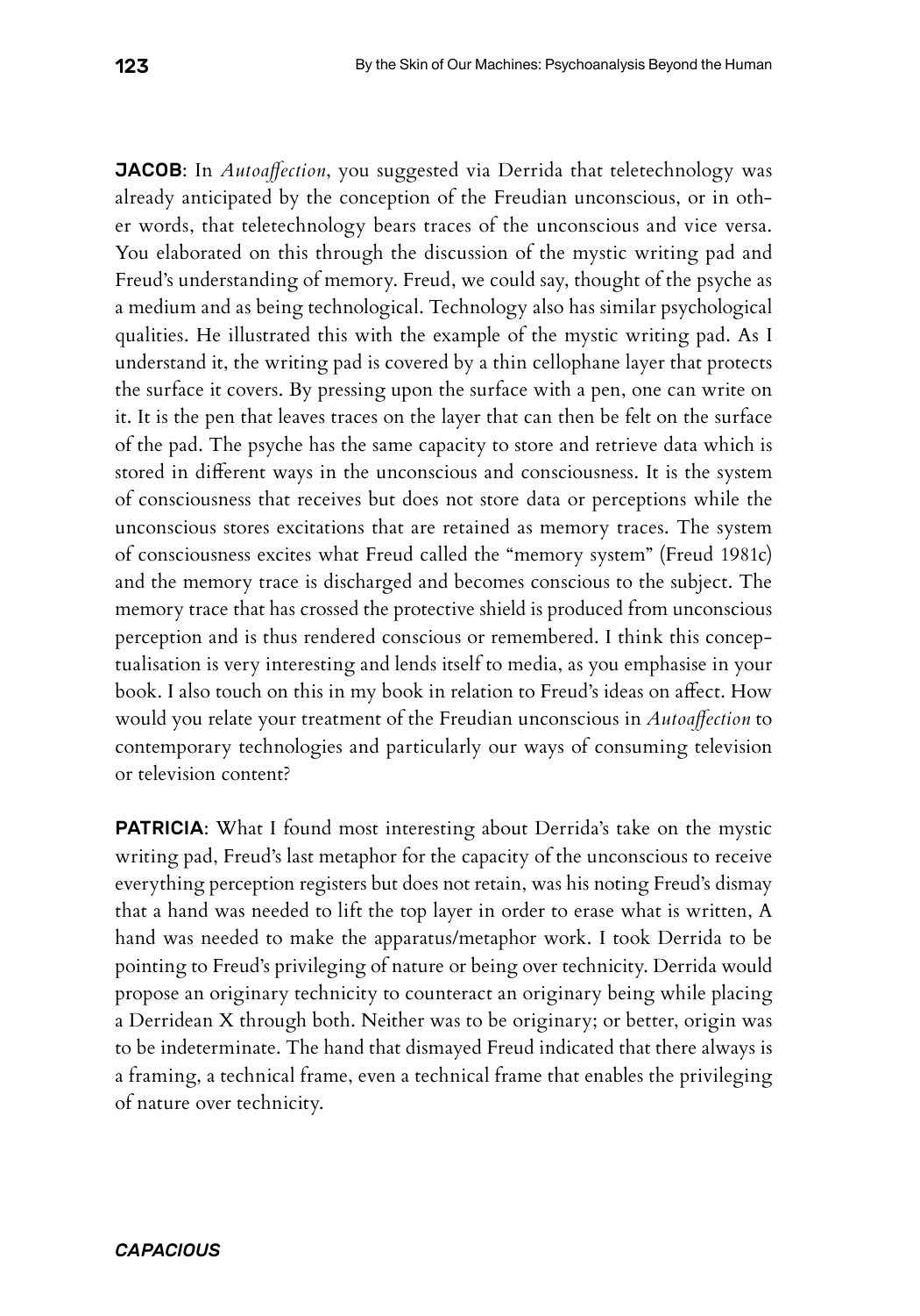**JACOB**: In *Autoaffection*, you suggested via Derrida that teletechnology was already anticipated by the conception of the Freudian unconscious, or in other words, that teletechnology bears traces of the unconscious and vice versa. You elaborated on this through the discussion of the mystic writing pad and Freud's understanding of memory. Freud, we could say, thought of the psyche as a medium and as being technological. Technology also has similar psychological qualities. He illustrated this with the example of the mystic writing pad. As I understand it, the writing pad is covered by a thin cellophane layer that protects the surface it covers. By pressing upon the surface with a pen, one can write on it. It is the pen that leaves traces on the layer that can then be felt on the surface of the pad. The psyche has the same capacity to store and retrieve data which is stored in different ways in the unconscious and consciousness. It is the system of consciousness that receives but does not store data or perceptions while the unconscious stores excitations that are retained as memory traces. The system of consciousness excites what Freud called the "memory system" (Freud 1981c) and the memory trace is discharged and becomes conscious to the subject. The memory trace that has crossed the protective shield is produced from unconscious perception and is thus rendered conscious or remembered. I think this conceptualisation is very interesting and lends itself to media, as you emphasise in your book. I also touch on this in my book in relation to Freud's ideas on affect. How would you relate your treatment of the Freudian unconscious in *Autoaffection* to contemporary technologies and particularly our ways of consuming television or television content?

**PATRICIA**: What I found most interesting about Derrida's take on the mystic writing pad, Freud's last metaphor for the capacity of the unconscious to receive everything perception registers but does not retain, was his noting Freud's dismay that a hand was needed to lift the top layer in order to erase what is written, A hand was needed to make the apparatus/metaphor work. I took Derrida to be pointing to Freud's privileging of nature or being over technicity. Derrida would propose an originary technicity to counteract an originary being while placing a Derridean X through both. Neither was to be originary; or better, origin was to be indeterminate. The hand that dismayed Freud indicated that there always is a framing, a technical frame, even a technical frame that enables the privileging of nature over technicity.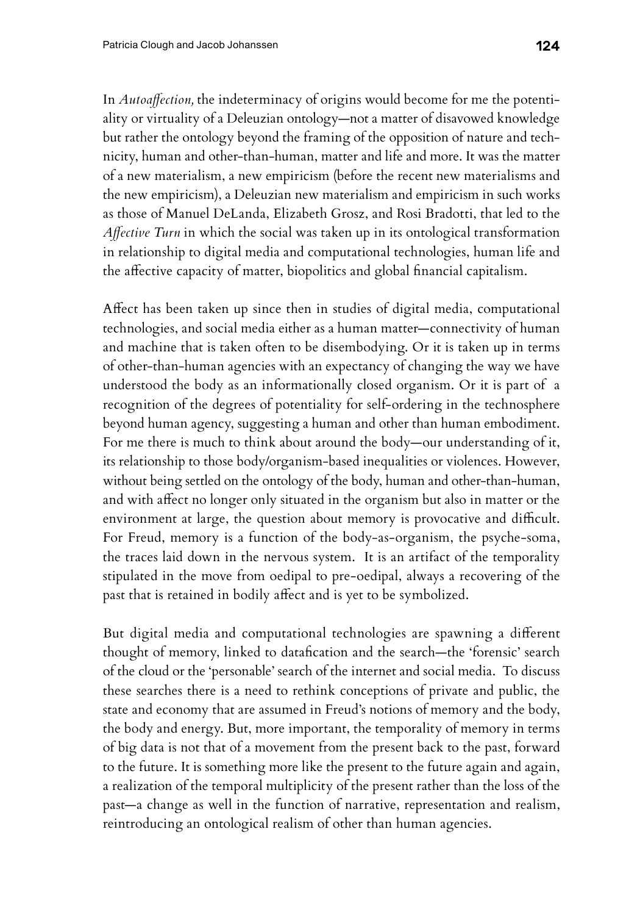In *Autoaffection,* the indeterminacy of origins would become for me the potentiality or virtuality of a Deleuzian ontology—not a matter of disavowed knowledge but rather the ontology beyond the framing of the opposition of nature and technicity, human and other-than-human, matter and life and more. It was the matter of a new materialism, a new empiricism (before the recent new materialisms and the new empiricism), a Deleuzian new materialism and empiricism in such works as those of Manuel DeLanda, Elizabeth Grosz, and Rosi Bradotti, that led to the *Affective Turn* in which the social was taken up in its ontological transformation in relationship to digital media and computational technologies, human life and the affective capacity of matter, biopolitics and global financial capitalism.

Affect has been taken up since then in studies of digital media, computational technologies, and social media either as a human matter—connectivity of human and machine that is taken often to be disembodying. Or it is taken up in terms of other-than-human agencies with an expectancy of changing the way we have understood the body as an informationally closed organism. Or it is part of a recognition of the degrees of potentiality for self-ordering in the technosphere beyond human agency, suggesting a human and other than human embodiment. For me there is much to think about around the body—our understanding of it, its relationship to those body/organism-based inequalities or violences. However, without being settled on the ontology of the body, human and other-than-human, and with affect no longer only situated in the organism but also in matter or the environment at large, the question about memory is provocative and difficult. For Freud, memory is a function of the body-as-organism, the psyche-soma, the traces laid down in the nervous system. It is an artifact of the temporality stipulated in the move from oedipal to pre-oedipal, always a recovering of the past that is retained in bodily affect and is yet to be symbolized.

But digital media and computational technologies are spawning a different thought of memory, linked to datafication and the search—the 'forensic' search of the cloud or the 'personable' search of the internet and social media. To discuss these searches there is a need to rethink conceptions of private and public, the state and economy that are assumed in Freud's notions of memory and the body, the body and energy. But, more important, the temporality of memory in terms of big data is not that of a movement from the present back to the past, forward to the future. It is something more like the present to the future again and again, a realization of the temporal multiplicity of the present rather than the loss of the past—a change as well in the function of narrative, representation and realism, reintroducing an ontological realism of other than human agencies.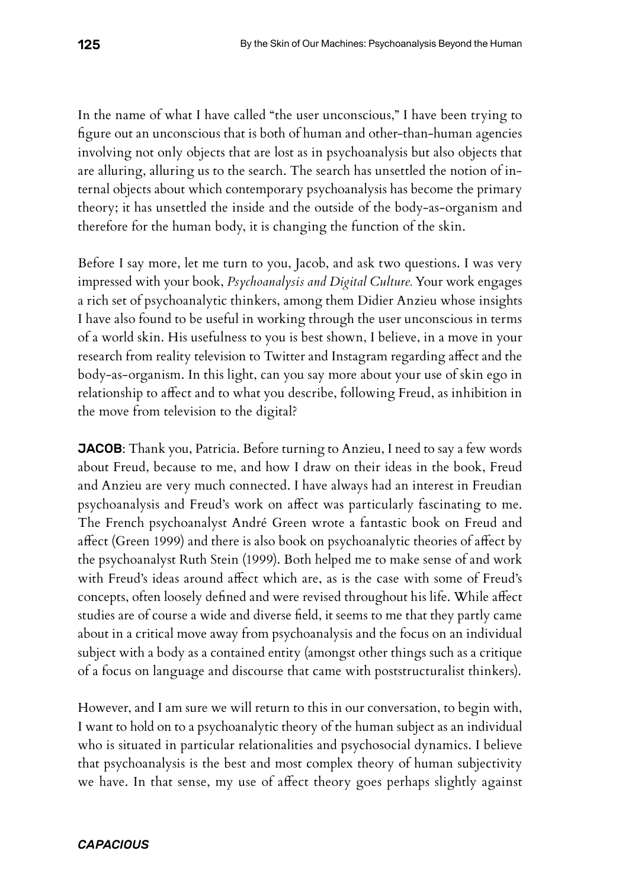In the name of what I have called "the user unconscious," I have been trying to figure out an unconscious that is both of human and other-than-human agencies involving not only objects that are lost as in psychoanalysis but also objects that are alluring, alluring us to the search. The search has unsettled the notion of internal objects about which contemporary psychoanalysis has become the primary theory; it has unsettled the inside and the outside of the body-as-organism and therefore for the human body, it is changing the function of the skin.

Before I say more, let me turn to you, Jacob, and ask two questions. I was very impressed with your book, *Psychoanalysis and Digital Culture.* Your work engages a rich set of psychoanalytic thinkers, among them Didier Anzieu whose insights I have also found to be useful in working through the user unconscious in terms of a world skin. His usefulness to you is best shown, I believe, in a move in your research from reality television to Twitter and Instagram regarding affect and the body-as-organism. In this light, can you say more about your use of skin ego in relationship to affect and to what you describe, following Freud, as inhibition in the move from television to the digital?

**JACOB**: Thank you, Patricia. Before turning to Anzieu, I need to say a few words about Freud, because to me, and how I draw on their ideas in the book, Freud and Anzieu are very much connected. I have always had an interest in Freudian psychoanalysis and Freud's work on affect was particularly fascinating to me. The French psychoanalyst André Green wrote a fantastic book on Freud and affect (Green 1999) and there is also book on psychoanalytic theories of affect by the psychoanalyst Ruth Stein (1999). Both helped me to make sense of and work with Freud's ideas around affect which are, as is the case with some of Freud's concepts, often loosely defined and were revised throughout his life. While affect studies are of course a wide and diverse field, it seems to me that they partly came about in a critical move away from psychoanalysis and the focus on an individual subject with a body as a contained entity (amongst other things such as a critique of a focus on language and discourse that came with poststructuralist thinkers).

However, and I am sure we will return to this in our conversation, to begin with, I want to hold on to a psychoanalytic theory of the human subject as an individual who is situated in particular relationalities and psychosocial dynamics. I believe that psychoanalysis is the best and most complex theory of human subjectivity we have. In that sense, my use of affect theory goes perhaps slightly against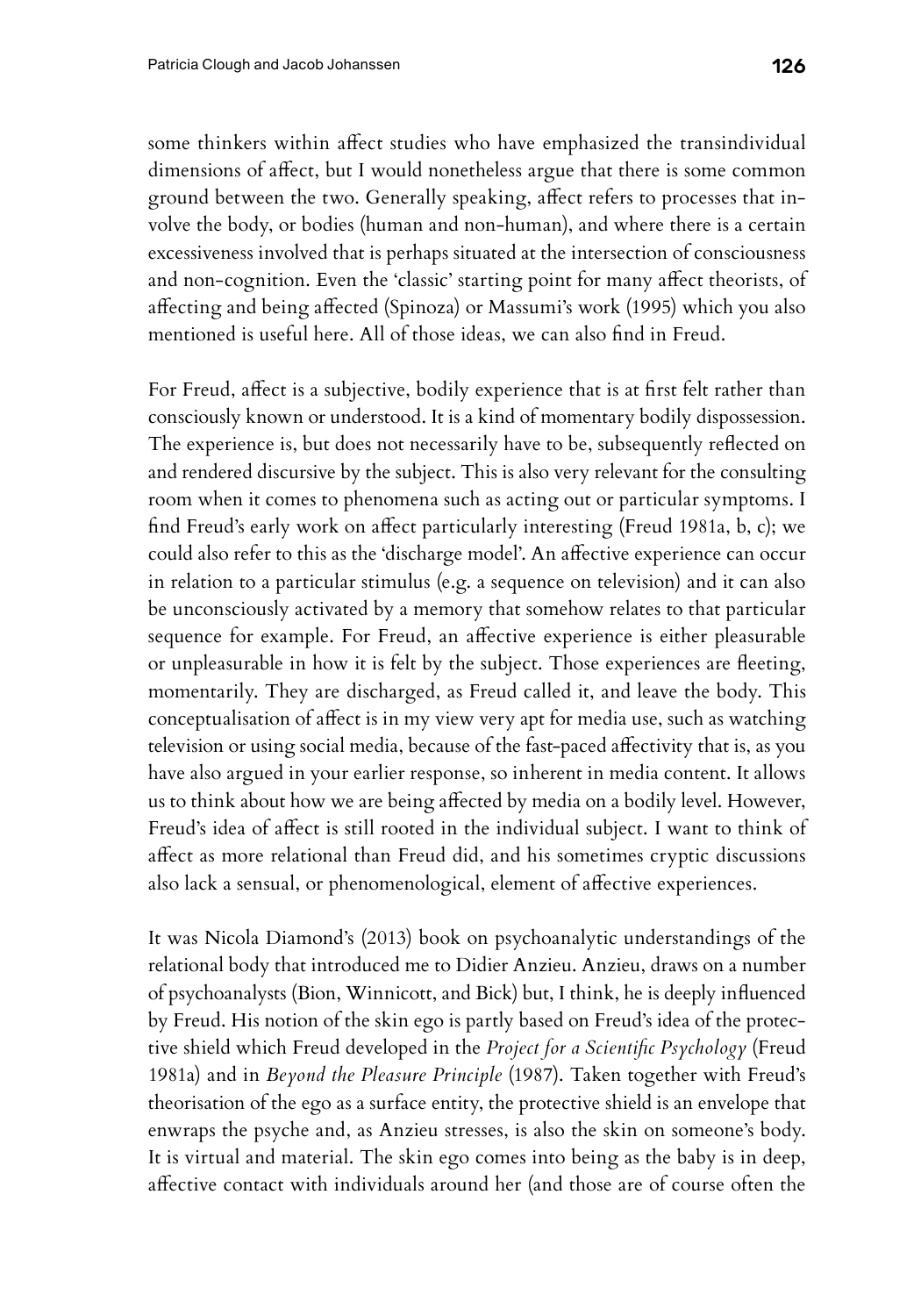some thinkers within affect studies who have emphasized the transindividual dimensions of affect, but I would nonetheless argue that there is some common ground between the two. Generally speaking, affect refers to processes that involve the body, or bodies (human and non-human), and where there is a certain excessiveness involved that is perhaps situated at the intersection of consciousness and non-cognition. Even the 'classic' starting point for many affect theorists, of affecting and being affected (Spinoza) or Massumi's work (1995) which you also mentioned is useful here. All of those ideas, we can also find in Freud.

For Freud, affect is a subjective, bodily experience that is at first felt rather than consciously known or understood. It is a kind of momentary bodily dispossession. The experience is, but does not necessarily have to be, subsequently reflected on and rendered discursive by the subject. This is also very relevant for the consulting room when it comes to phenomena such as acting out or particular symptoms. I find Freud's early work on affect particularly interesting (Freud 1981a, b, c); we could also refer to this as the 'discharge model'. An affective experience can occur in relation to a particular stimulus (e.g. a sequence on television) and it can also be unconsciously activated by a memory that somehow relates to that particular sequence for example. For Freud, an affective experience is either pleasurable or unpleasurable in how it is felt by the subject. Those experiences are fleeting, momentarily. They are discharged, as Freud called it, and leave the body. This conceptualisation of affect is in my view very apt for media use, such as watching television or using social media, because of the fast-paced affectivity that is, as you have also argued in your earlier response, so inherent in media content. It allows us to think about how we are being affected by media on a bodily level. However, Freud's idea of affect is still rooted in the individual subject. I want to think of affect as more relational than Freud did, and his sometimes cryptic discussions also lack a sensual, or phenomenological, element of affective experiences.

It was Nicola Diamond's (2013) book on psychoanalytic understandings of the relational body that introduced me to Didier Anzieu. Anzieu, draws on a number of psychoanalysts (Bion, Winnicott, and Bick) but, I think, he is deeply influenced by Freud. His notion of the skin ego is partly based on Freud's idea of the protective shield which Freud developed in the *Project for a Scientific Psychology* (Freud 1981a) and in *Beyond the Pleasure Principle* (1987). Taken together with Freud's theorisation of the ego as a surface entity, the protective shield is an envelope that enwraps the psyche and, as Anzieu stresses, is also the skin on someone's body. It is virtual and material. The skin ego comes into being as the baby is in deep, affective contact with individuals around her (and those are of course often the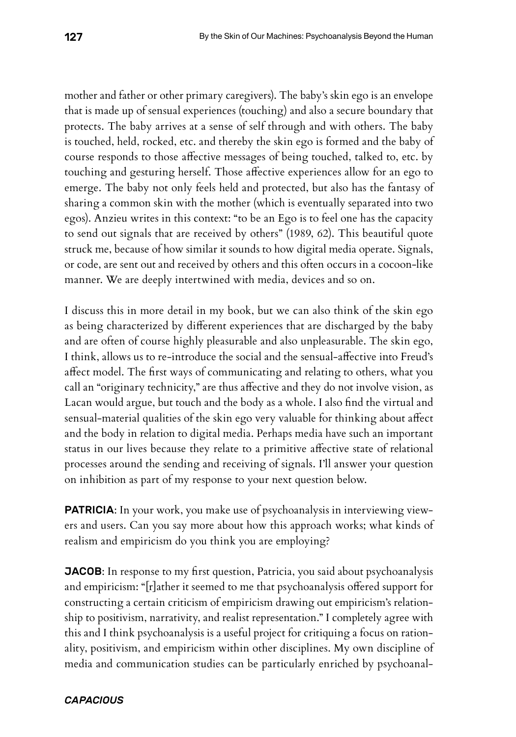mother and father or other primary caregivers). The baby's skin ego is an envelope that is made up of sensual experiences (touching) and also a secure boundary that protects. The baby arrives at a sense of self through and with others. The baby is touched, held, rocked, etc. and thereby the skin ego is formed and the baby of course responds to those affective messages of being touched, talked to, etc. by touching and gesturing herself. Those affective experiences allow for an ego to emerge. The baby not only feels held and protected, but also has the fantasy of sharing a common skin with the mother (which is eventually separated into two egos). Anzieu writes in this context: "to be an Ego is to feel one has the capacity to send out signals that are received by others" (1989, 62). This beautiful quote struck me, because of how similar it sounds to how digital media operate. Signals, or code, are sent out and received by others and this often occurs in a cocoon-like manner. We are deeply intertwined with media, devices and so on.

I discuss this in more detail in my book, but we can also think of the skin ego as being characterized by different experiences that are discharged by the baby and are often of course highly pleasurable and also unpleasurable. The skin ego, I think, allows us to re-introduce the social and the sensual-affective into Freud's affect model. The first ways of communicating and relating to others, what you call an "originary technicity," are thus affective and they do not involve vision, as Lacan would argue, but touch and the body as a whole. I also find the virtual and sensual-material qualities of the skin ego very valuable for thinking about affect and the body in relation to digital media. Perhaps media have such an important status in our lives because they relate to a primitive affective state of relational processes around the sending and receiving of signals. I'll answer your question on inhibition as part of my response to your next question below.

**PATRICIA**: In your work, you make use of psychoanalysis in interviewing viewers and users. Can you say more about how this approach works; what kinds of realism and empiricism do you think you are employing?

**JACOB**: In response to my first question, Patricia, you said about psychoanalysis and empiricism: "[r]ather it seemed to me that psychoanalysis offered support for constructing a certain criticism of empiricism drawing out empiricism's relationship to positivism, narrativity, and realist representation." I completely agree with this and I think psychoanalysis is a useful project for critiquing a focus on rationality, positivism, and empiricism within other disciplines. My own discipline of media and communication studies can be particularly enriched by psychoanal-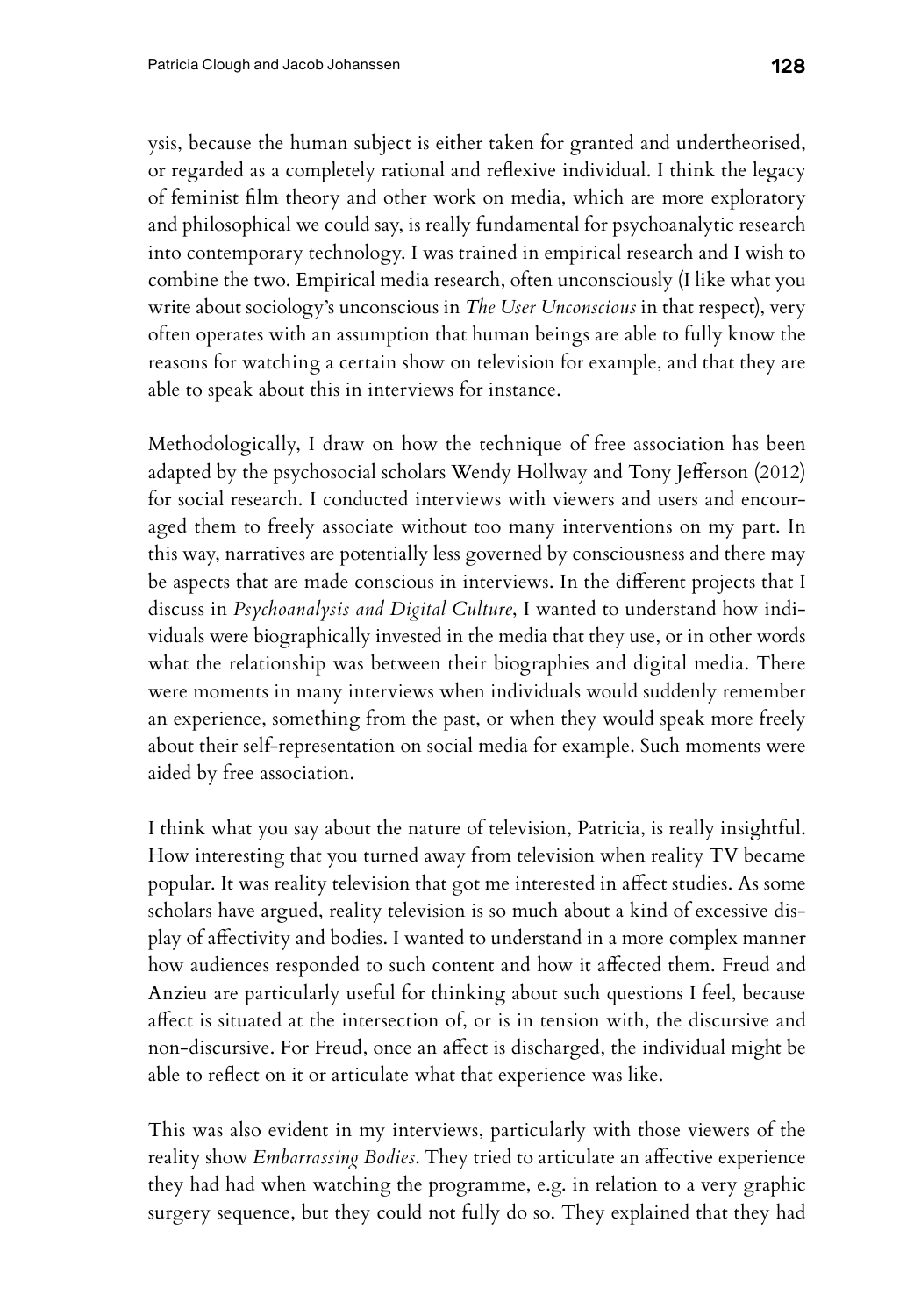ysis, because the human subject is either taken for granted and undertheorised, or regarded as a completely rational and reflexive individual. I think the legacy of feminist film theory and other work on media, which are more exploratory and philosophical we could say, is really fundamental for psychoanalytic research into contemporary technology. I was trained in empirical research and I wish to combine the two. Empirical media research, often unconsciously (I like what you write about sociology's unconscious in *The User Unconscious* in that respect), very often operates with an assumption that human beings are able to fully know the reasons for watching a certain show on television for example, and that they are able to speak about this in interviews for instance.

Methodologically, I draw on how the technique of free association has been adapted by the psychosocial scholars Wendy Hollway and Tony Jefferson (2012) for social research. I conducted interviews with viewers and users and encouraged them to freely associate without too many interventions on my part. In this way, narratives are potentially less governed by consciousness and there may be aspects that are made conscious in interviews. In the different projects that I discuss in *Psychoanalysis and Digital Culture*, I wanted to understand how individuals were biographically invested in the media that they use, or in other words what the relationship was between their biographies and digital media. There were moments in many interviews when individuals would suddenly remember an experience, something from the past, or when they would speak more freely about their self-representation on social media for example. Such moments were aided by free association.

I think what you say about the nature of television, Patricia, is really insightful. How interesting that you turned away from television when reality TV became popular. It was reality television that got me interested in affect studies. As some scholars have argued, reality television is so much about a kind of excessive display of affectivity and bodies. I wanted to understand in a more complex manner how audiences responded to such content and how it affected them. Freud and Anzieu are particularly useful for thinking about such questions I feel, because affect is situated at the intersection of, or is in tension with, the discursive and non-discursive. For Freud, once an affect is discharged, the individual might be able to reflect on it or articulate what that experience was like.

This was also evident in my interviews, particularly with those viewers of the reality show *Embarrassing Bodies*. They tried to articulate an affective experience they had had when watching the programme, e.g. in relation to a very graphic surgery sequence, but they could not fully do so. They explained that they had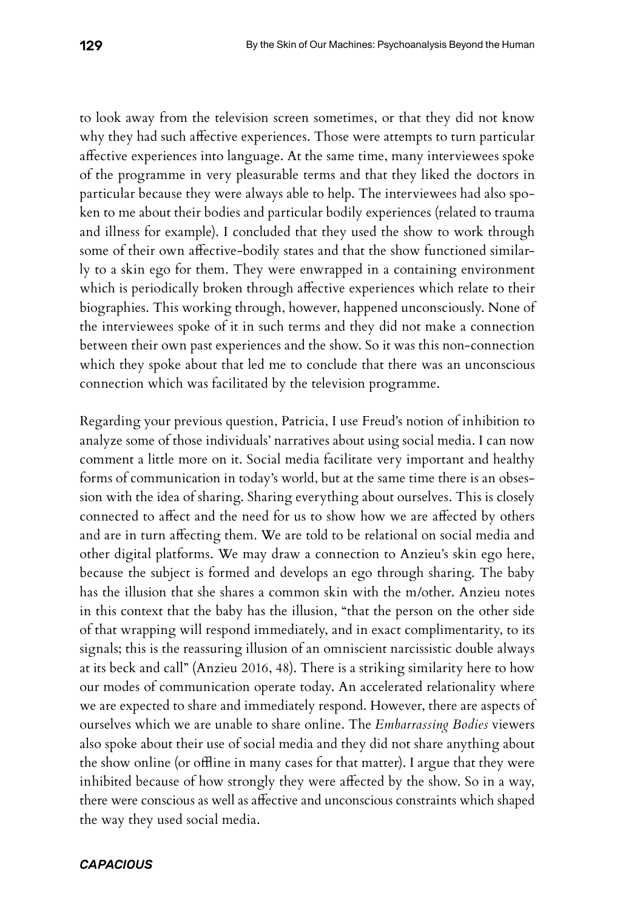to look away from the television screen sometimes, or that they did not know why they had such affective experiences. Those were attempts to turn particular affective experiences into language. At the same time, many interviewees spoke of the programme in very pleasurable terms and that they liked the doctors in particular because they were always able to help. The interviewees had also spoken to me about their bodies and particular bodily experiences (related to trauma and illness for example). I concluded that they used the show to work through some of their own affective-bodily states and that the show functioned similarly to a skin ego for them. They were enwrapped in a containing environment which is periodically broken through affective experiences which relate to their biographies. This working through, however, happened unconsciously. None of the interviewees spoke of it in such terms and they did not make a connection between their own past experiences and the show. So it was this non-connection which they spoke about that led me to conclude that there was an unconscious connection which was facilitated by the television programme.

Regarding your previous question, Patricia, I use Freud's notion of inhibition to analyze some of those individuals' narratives about using social media. I can now comment a little more on it. Social media facilitate very important and healthy forms of communication in today's world, but at the same time there is an obsession with the idea of sharing. Sharing everything about ourselves. This is closely connected to affect and the need for us to show how we are affected by others and are in turn affecting them. We are told to be relational on social media and other digital platforms. We may draw a connection to Anzieu's skin ego here, because the subject is formed and develops an ego through sharing. The baby has the illusion that she shares a common skin with the m/other. Anzieu notes in this context that the baby has the illusion, "that the person on the other side of that wrapping will respond immediately, and in exact complimentarity, to its signals; this is the reassuring illusion of an omniscient narcissistic double always at its beck and call" (Anzieu 2016, 48). There is a striking similarity here to how our modes of communication operate today. An accelerated relationality where we are expected to share and immediately respond. However, there are aspects of ourselves which we are unable to share online. The *Embarrassing Bodies* viewers also spoke about their use of social media and they did not share anything about the show online (or offline in many cases for that matter). I argue that they were inhibited because of how strongly they were affected by the show. So in a way, there were conscious as well as affective and unconscious constraints which shaped the way they used social media.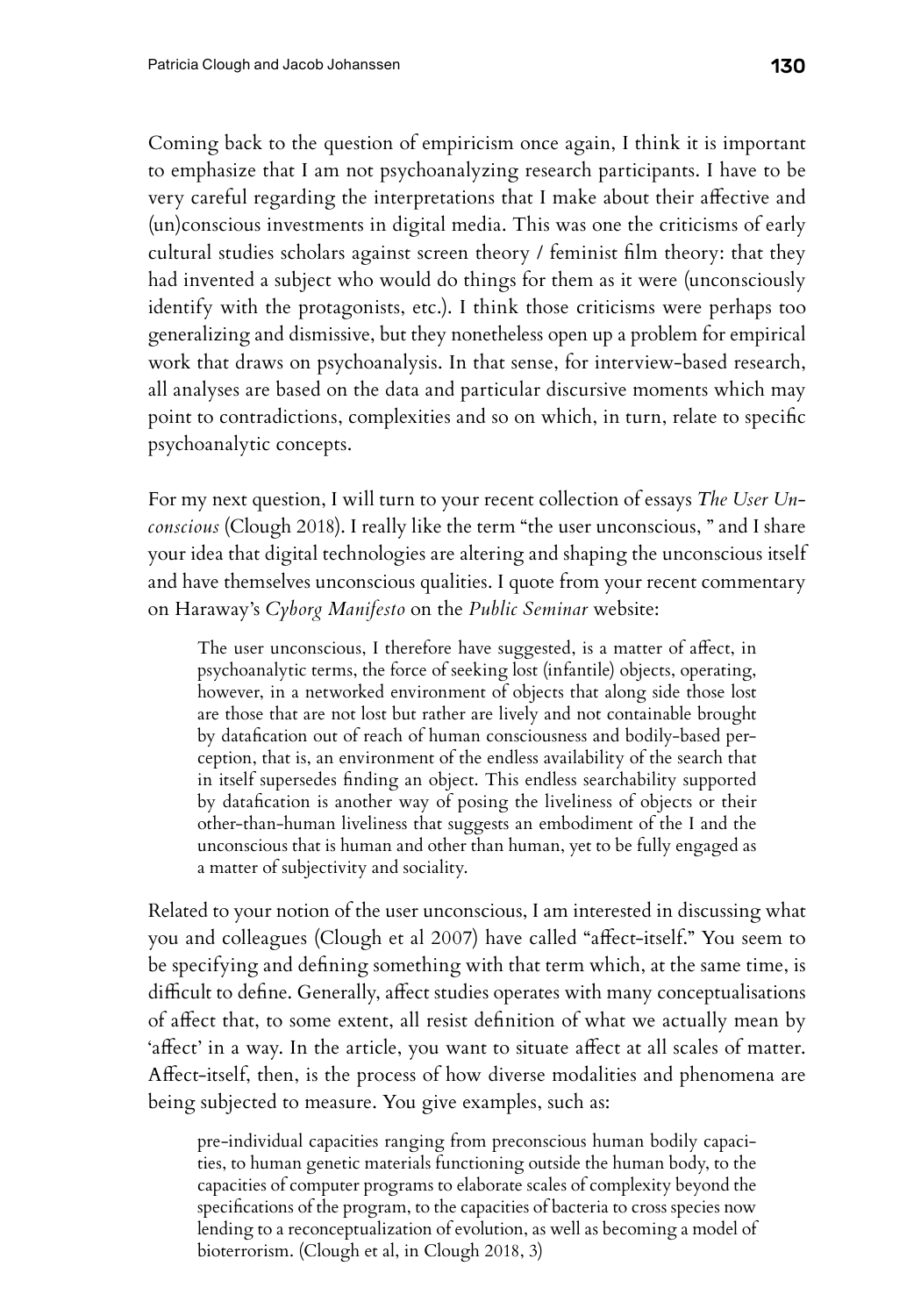Coming back to the question of empiricism once again, I think it is important to emphasize that I am not psychoanalyzing research participants. I have to be very careful regarding the interpretations that I make about their affective and (un)conscious investments in digital media. This was one the criticisms of early cultural studies scholars against screen theory / feminist film theory: that they had invented a subject who would do things for them as it were (unconsciously identify with the protagonists, etc.). I think those criticisms were perhaps too generalizing and dismissive, but they nonetheless open up a problem for empirical work that draws on psychoanalysis. In that sense, for interview-based research, all analyses are based on the data and particular discursive moments which may point to contradictions, complexities and so on which, in turn, relate to specific psychoanalytic concepts.

For my next question, I will turn to your recent collection of essays *The User Unconscious* (Clough 2018). I really like the term "the user unconscious, " and I share your idea that digital technologies are altering and shaping the unconscious itself and have themselves unconscious qualities. I quote from your recent commentary on Haraway's *Cyborg Manifesto* on the *Public Seminar* website:

> The user unconscious, I therefore have suggested, is a matter of affect, in psychoanalytic terms, the force of seeking lost (infantile) objects, operating, however, in a networked environment of objects that along side those lost are those that are not lost but rather are lively and not containable brought by datafication out of reach of human consciousness and bodily-based perception, that is, an environment of the endless availability of the search that in itself supersedes finding an object. This endless searchability supported by datafication is another way of posing the liveliness of objects or their other-than-human liveliness that suggests an embodiment of the I and the unconscious that is human and other than human, yet to be fully engaged as a matter of subjectivity and sociality.

Related to your notion of the user unconscious, I am interested in discussing what you and colleagues (Clough et al 2007) have called "affect-itself." You seem to be specifying and defining something with that term which, at the same time, is difficult to define. Generally, affect studies operates with many conceptualisations of affect that, to some extent, all resist definition of what we actually mean by 'affect' in a way. In the article, you want to situate affect at all scales of matter. Affect-itself, then, is the process of how diverse modalities and phenomena are being subjected to measure. You give examples, such as:

> pre-individual capacities ranging from preconscious human bodily capacities, to human genetic materials functioning outside the human body, to the capacities of computer programs to elaborate scales of complexity beyond the specifications of the program, to the capacities of bacteria to cross species now lending to a reconceptualization of evolution, as well as becoming a model of bioterrorism. (Clough et al, in Clough 2018, 3)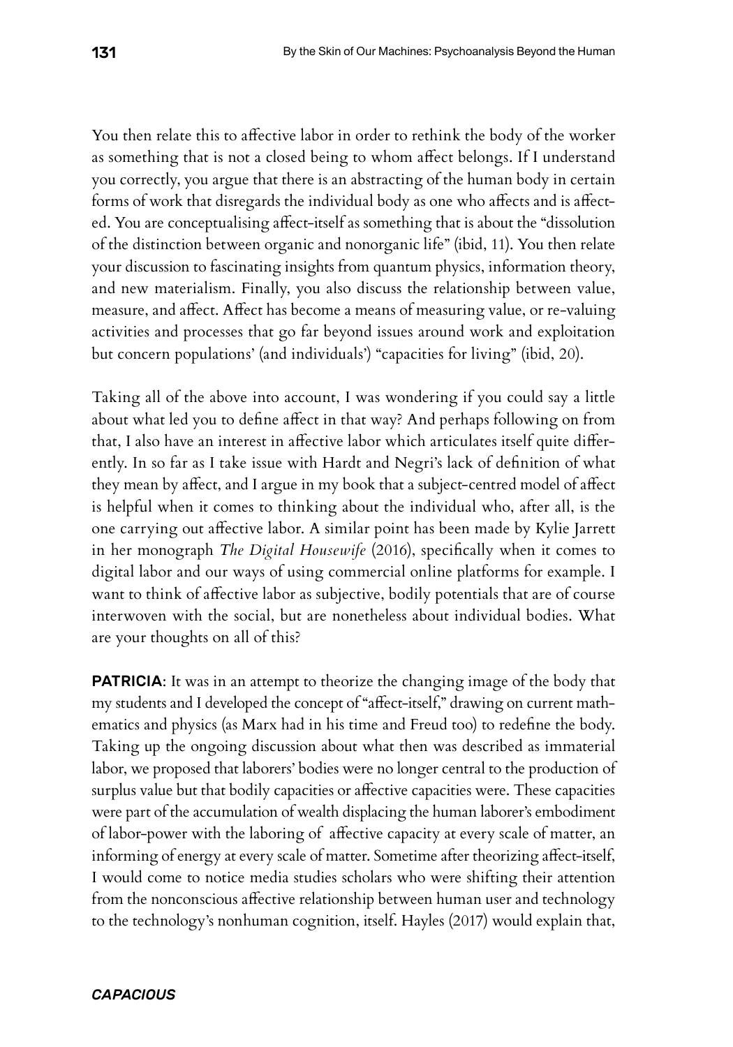You then relate this to affective labor in order to rethink the body of the worker as something that is not a closed being to whom affect belongs. If I understand you correctly, you argue that there is an abstracting of the human body in certain forms of work that disregards the individual body as one who affects and is affected. You are conceptualising affect-itself as something that is about the "dissolution of the distinction between organic and nonorganic life" (ibid, 11). You then relate your discussion to fascinating insights from quantum physics, information theory, and new materialism. Finally, you also discuss the relationship between value, measure, and affect. Affect has become a means of measuring value, or re-valuing activities and processes that go far beyond issues around work and exploitation but concern populations' (and individuals') "capacities for living" (ibid, 20).

Taking all of the above into account, I was wondering if you could say a little about what led you to define affect in that way? And perhaps following on from that, I also have an interest in affective labor which articulates itself quite differently. In so far as I take issue with Hardt and Negri's lack of definition of what they mean by affect, and I argue in my book that a subject-centred model of affect is helpful when it comes to thinking about the individual who, after all, is the one carrying out affective labor. A similar point has been made by Kylie Jarrett in her monograph *The Digital Housewife* (2016), specifically when it comes to digital labor and our ways of using commercial online platforms for example. I want to think of affective labor as subjective, bodily potentials that are of course interwoven with the social, but are nonetheless about individual bodies. What are your thoughts on all of this?

**PATRICIA**: It was in an attempt to theorize the changing image of the body that my students and I developed the concept of "affect-itself," drawing on current mathematics and physics (as Marx had in his time and Freud too) to redefine the body. Taking up the ongoing discussion about what then was described as immaterial labor, we proposed that laborers' bodies were no longer central to the production of surplus value but that bodily capacities or affective capacities were. These capacities were part of the accumulation of wealth displacing the human laborer's embodiment of labor-power with the laboring of affective capacity at every scale of matter, an informing of energy at every scale of matter. Sometime after theorizing affect-itself, I would come to notice media studies scholars who were shifting their attention from the nonconscious affective relationship between human user and technology to the technology's nonhuman cognition, itself. Hayles (2017) would explain that,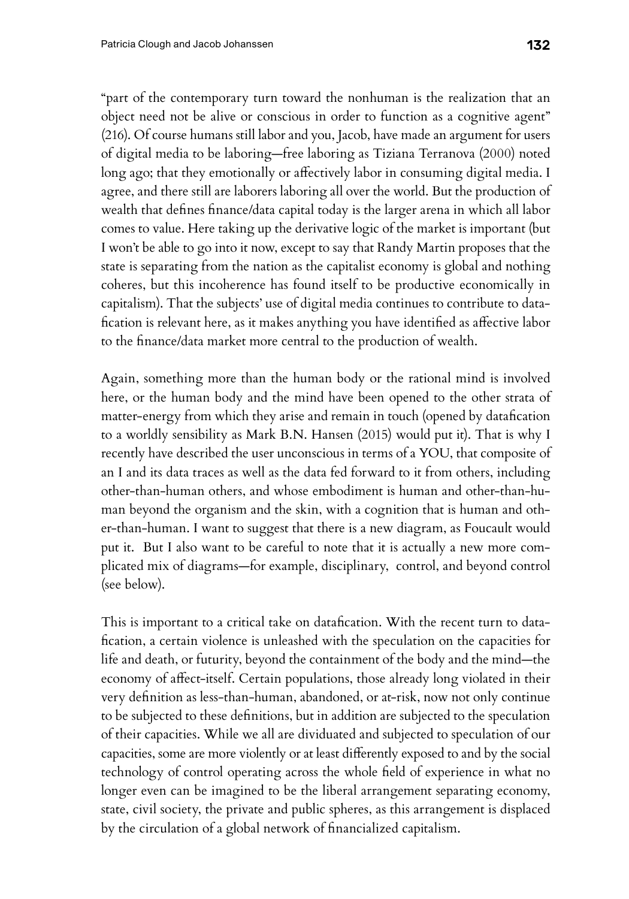"part of the contemporary turn toward the nonhuman is the realization that an object need not be alive or conscious in order to function as a cognitive agent" (216). Of course humans still labor and you, Jacob, have made an argument for users of digital media to be laboring—free laboring as Tiziana Terranova (2000) noted long ago; that they emotionally or affectively labor in consuming digital media. I agree, and there still are laborers laboring all over the world. But the production of wealth that defines finance/data capital today is the larger arena in which all labor comes to value. Here taking up the derivative logic of the market is important (but I won't be able to go into it now, except to say that Randy Martin proposes that the state is separating from the nation as the capitalist economy is global and nothing coheres, but this incoherence has found itself to be productive economically in capitalism). That the subjects' use of digital media continues to contribute to datafication is relevant here, as it makes anything you have identified as affective labor to the finance/data market more central to the production of wealth.

Again, something more than the human body or the rational mind is involved here, or the human body and the mind have been opened to the other strata of matter-energy from which they arise and remain in touch (opened by datafication to a worldly sensibility as Mark B.N. Hansen (2015) would put it). That is why I recently have described the user unconscious in terms of a YOU, that composite of an I and its data traces as well as the data fed forward to it from others, including other-than-human others, and whose embodiment is human and other-than-human beyond the organism and the skin, with a cognition that is human and other-than-human. I want to suggest that there is a new diagram, as Foucault would put it. But I also want to be careful to note that it is actually a new more complicated mix of diagrams—for example, disciplinary, control, and beyond control (see below).

This is important to a critical take on datafication. With the recent turn to datafication, a certain violence is unleashed with the speculation on the capacities for life and death, or futurity, beyond the containment of the body and the mind—the economy of affect-itself. Certain populations, those already long violated in their very definition as less-than-human, abandoned, or at-risk, now not only continue to be subjected to these definitions, but in addition are subjected to the speculation of their capacities. While we all are dividuated and subjected to speculation of our capacities, some are more violently or at least differently exposed to and by the social technology of control operating across the whole field of experience in what no longer even can be imagined to be the liberal arrangement separating economy, state, civil society, the private and public spheres, as this arrangement is displaced by the circulation of a global network of financialized capitalism.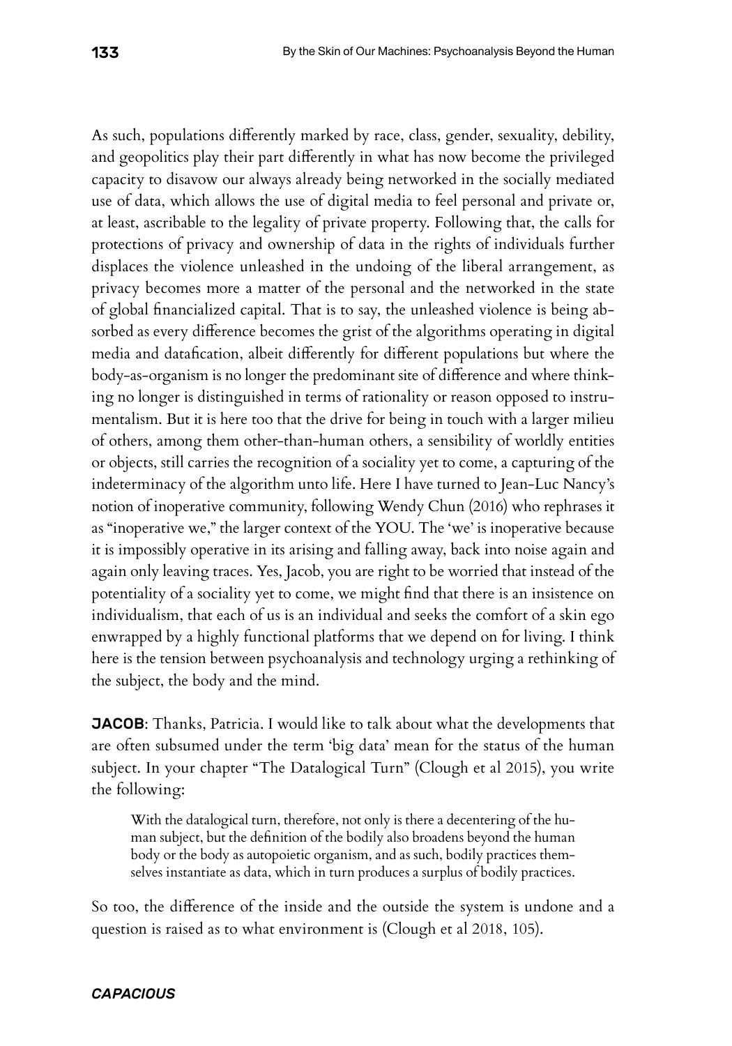As such, populations differently marked by race, class, gender, sexuality, debility, and geopolitics play their part differently in what has now become the privileged capacity to disavow our always already being networked in the socially mediated use of data, which allows the use of digital media to feel personal and private or, at least, ascribable to the legality of private property. Following that, the calls for protections of privacy and ownership of data in the rights of individuals further displaces the violence unleashed in the undoing of the liberal arrangement, as privacy becomes more a matter of the personal and the networked in the state of global financialized capital. That is to say, the unleashed violence is being absorbed as every difference becomes the grist of the algorithms operating in digital media and datafication, albeit differently for different populations but where the body-as-organism is no longer the predominant site of difference and where thinking no longer is distinguished in terms of rationality or reason opposed to instrumentalism. But it is here too that the drive for being in touch with a larger milieu of others, among them other-than-human others, a sensibility of worldly entities or objects, still carries the recognition of a sociality yet to come, a capturing of the indeterminacy of the algorithm unto life. Here I have turned to Jean-Luc Nancy's notion of inoperative community, following Wendy Chun (2016) who rephrases it as "inoperative we," the larger context of the YOU. The 'we' is inoperative because it is impossibly operative in its arising and falling away, back into noise again and again only leaving traces. Yes, Jacob, you are right to be worried that instead of the potentiality of a sociality yet to come, we might find that there is an insistence on individualism, that each of us is an individual and seeks the comfort of a skin ego enwrapped by a highly functional platforms that we depend on for living. I think here is the tension between psychoanalysis and technology urging a rethinking of the subject, the body and the mind.

**JACOB**: Thanks, Patricia. I would like to talk about what the developments that are often subsumed under the term 'big data' mean for the status of the human subject. In your chapter "The Datalogical Turn" (Clough et al 2015), you write the following:

> With the datalogical turn, therefore, not only is there a decentering of the human subject, but the definition of the bodily also broadens beyond the human body or the body as autopoietic organism, and as such, bodily practices themselves instantiate as data, which in turn produces a surplus of bodily practices.

So too, the difference of the inside and the outside the system is undone and a question is raised as to what environment is (Clough et al 2018, 105).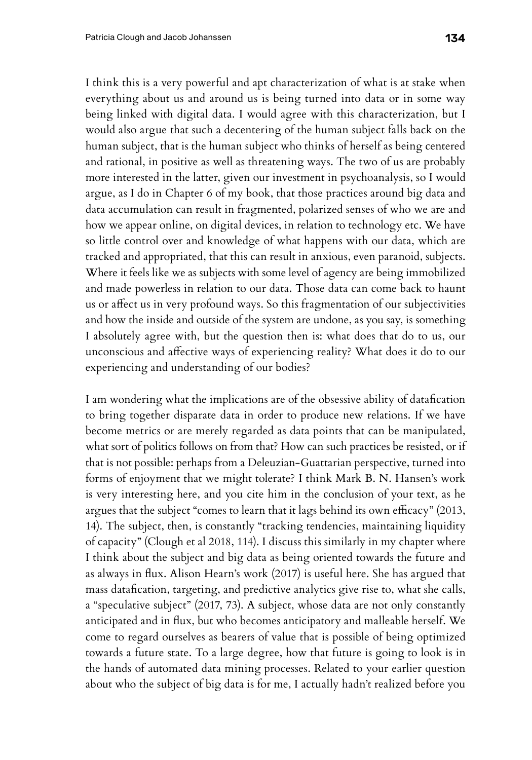I think this is a very powerful and apt characterization of what is at stake when everything about us and around us is being turned into data or in some way being linked with digital data. I would agree with this characterization, but I would also argue that such a decentering of the human subject falls back on the human subject, that is the human subject who thinks of herself as being centered and rational, in positive as well as threatening ways. The two of us are probably more interested in the latter, given our investment in psychoanalysis, so I would argue, as I do in Chapter 6 of my book, that those practices around big data and data accumulation can result in fragmented, polarized senses of who we are and how we appear online, on digital devices, in relation to technology etc. We have so little control over and knowledge of what happens with our data, which are tracked and appropriated, that this can result in anxious, even paranoid, subjects. Where it feels like we as subjects with some level of agency are being immobilized and made powerless in relation to our data. Those data can come back to haunt us or affect us in very profound ways. So this fragmentation of our subjectivities and how the inside and outside of the system are undone, as you say, is something I absolutely agree with, but the question then is: what does that do to us, our unconscious and affective ways of experiencing reality? What does it do to our experiencing and understanding of our bodies?

I am wondering what the implications are of the obsessive ability of datafication to bring together disparate data in order to produce new relations. If we have become metrics or are merely regarded as data points that can be manipulated, what sort of politics follows on from that? How can such practices be resisted, or if that is not possible: perhaps from a Deleuzian-Guattarian perspective, turned into forms of enjoyment that we might tolerate? I think Mark B. N. Hansen's work is very interesting here, and you cite him in the conclusion of your text, as he argues that the subject "comes to learn that it lags behind its own efficacy" (2013, 14). The subject, then, is constantly "tracking tendencies, maintaining liquidity of capacity" (Clough et al 2018, 114). I discuss this similarly in my chapter where I think about the subject and big data as being oriented towards the future and as always in flux. Alison Hearn's work (2017) is useful here. She has argued that mass datafication, targeting, and predictive analytics give rise to, what she calls, a "speculative subject" (2017, 73). A subject, whose data are not only constantly anticipated and in flux, but who becomes anticipatory and malleable herself. We come to regard ourselves as bearers of value that is possible of being optimized towards a future state. To a large degree, how that future is going to look is in the hands of automated data mining processes. Related to your earlier question about who the subject of big data is for me, I actually hadn't realized before you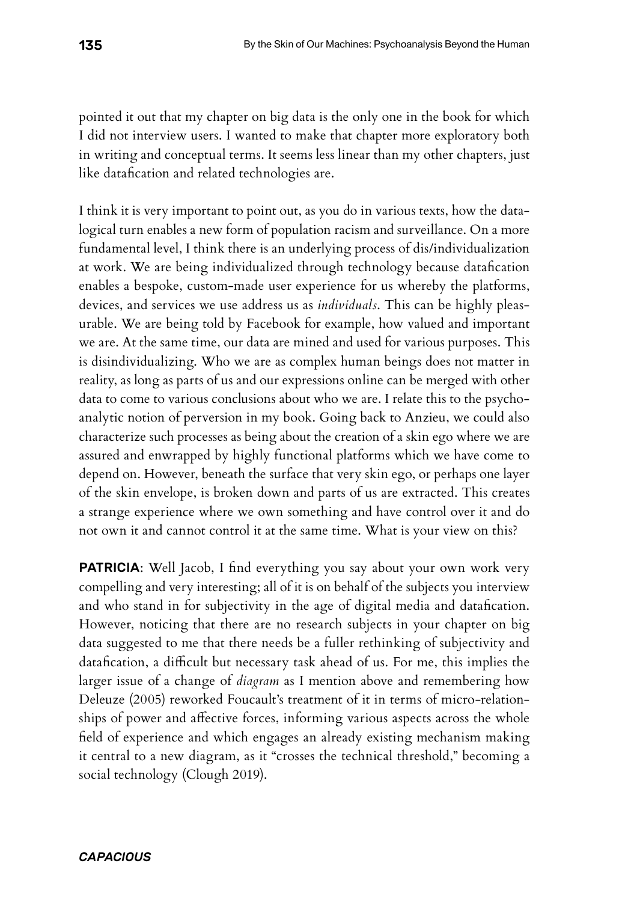pointed it out that my chapter on big data is the only one in the book for which I did not interview users. I wanted to make that chapter more exploratory both in writing and conceptual terms. It seems less linear than my other chapters, just like datafication and related technologies are.

I think it is very important to point out, as you do in various texts, how the datalogical turn enables a new form of population racism and surveillance. On a more fundamental level, I think there is an underlying process of dis/individualization at work. We are being individualized through technology because datafication enables a bespoke, custom-made user experience for us whereby the platforms, devices, and services we use address us as *individuals*. This can be highly pleasurable. We are being told by Facebook for example, how valued and important we are. At the same time, our data are mined and used for various purposes. This is disindividualizing. Who we are as complex human beings does not matter in reality, as long as parts of us and our expressions online can be merged with other data to come to various conclusions about who we are. I relate this to the psychoanalytic notion of perversion in my book. Going back to Anzieu, we could also characterize such processes as being about the creation of a skin ego where we are assured and enwrapped by highly functional platforms which we have come to depend on. However, beneath the surface that very skin ego, or perhaps one layer of the skin envelope, is broken down and parts of us are extracted. This creates a strange experience where we own something and have control over it and do not own it and cannot control it at the same time. What is your view on this?

**PATRICIA**: Well Jacob, I find everything you say about your own work very compelling and very interesting; all of it is on behalf of the subjects you interview and who stand in for subjectivity in the age of digital media and datafication. However, noticing that there are no research subjects in your chapter on big data suggested to me that there needs be a fuller rethinking of subjectivity and datafication, a difficult but necessary task ahead of us. For me, this implies the larger issue of a change of *diagram* as I mention above and remembering how Deleuze (2005) reworked Foucault's treatment of it in terms of micro-relationships of power and affective forces, informing various aspects across the whole field of experience and which engages an already existing mechanism making it central to a new diagram, as it "crosses the technical threshold," becoming a social technology (Clough 2019).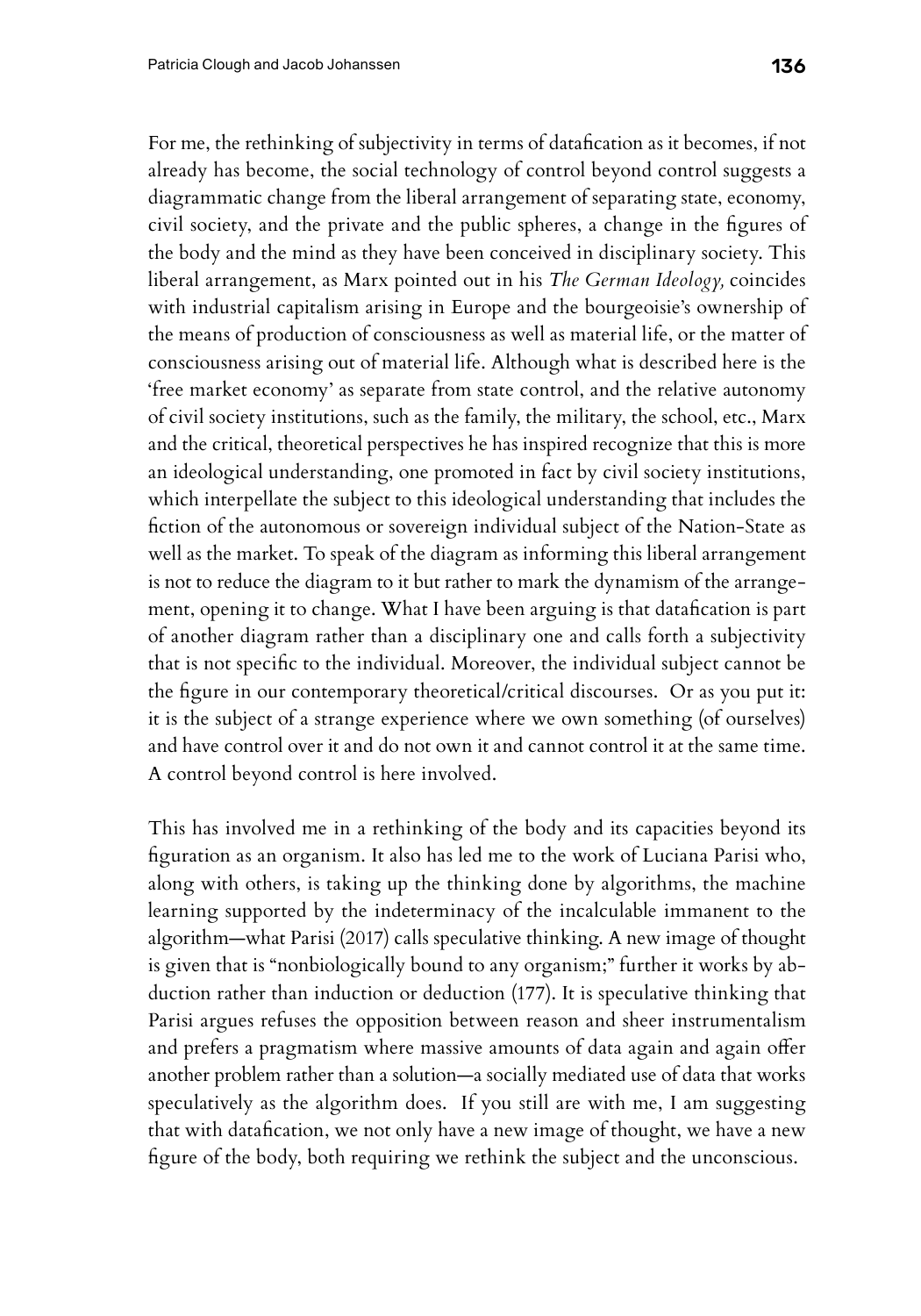For me, the rethinking of subjectivity in terms of datafication as it becomes, if not already has become, the social technology of control beyond control suggests a diagrammatic change from the liberal arrangement of separating state, economy, civil society, and the private and the public spheres, a change in the figures of the body and the mind as they have been conceived in disciplinary society. This liberal arrangement, as Marx pointed out in his *The German Ideology,* coincides with industrial capitalism arising in Europe and the bourgeoisie's ownership of the means of production of consciousness as well as material life, or the matter of consciousness arising out of material life. Although what is described here is the 'free market economy' as separate from state control, and the relative autonomy of civil society institutions, such as the family, the military, the school, etc., Marx and the critical, theoretical perspectives he has inspired recognize that this is more an ideological understanding, one promoted in fact by civil society institutions, which interpellate the subject to this ideological understanding that includes the fiction of the autonomous or sovereign individual subject of the Nation-State as well as the market. To speak of the diagram as informing this liberal arrangement is not to reduce the diagram to it but rather to mark the dynamism of the arrangement, opening it to change. What I have been arguing is that datafication is part of another diagram rather than a disciplinary one and calls forth a subjectivity that is not specific to the individual. Moreover, the individual subject cannot be the figure in our contemporary theoretical/critical discourses. Or as you put it: it is the subject of a strange experience where we own something (of ourselves) and have control over it and do not own it and cannot control it at the same time. A control beyond control is here involved.

This has involved me in a rethinking of the body and its capacities beyond its figuration as an organism. It also has led me to the work of Luciana Parisi who, along with others, is taking up the thinking done by algorithms, the machine learning supported by the indeterminacy of the incalculable immanent to the algorithm—what Parisi (2017) calls speculative thinking. A new image of thought is given that is "nonbiologically bound to any organism;" further it works by abduction rather than induction or deduction (177). It is speculative thinking that Parisi argues refuses the opposition between reason and sheer instrumentalism and prefers a pragmatism where massive amounts of data again and again offer another problem rather than a solution—a socially mediated use of data that works speculatively as the algorithm does. If you still are with me, I am suggesting that with datafication, we not only have a new image of thought, we have a new figure of the body, both requiring we rethink the subject and the unconscious.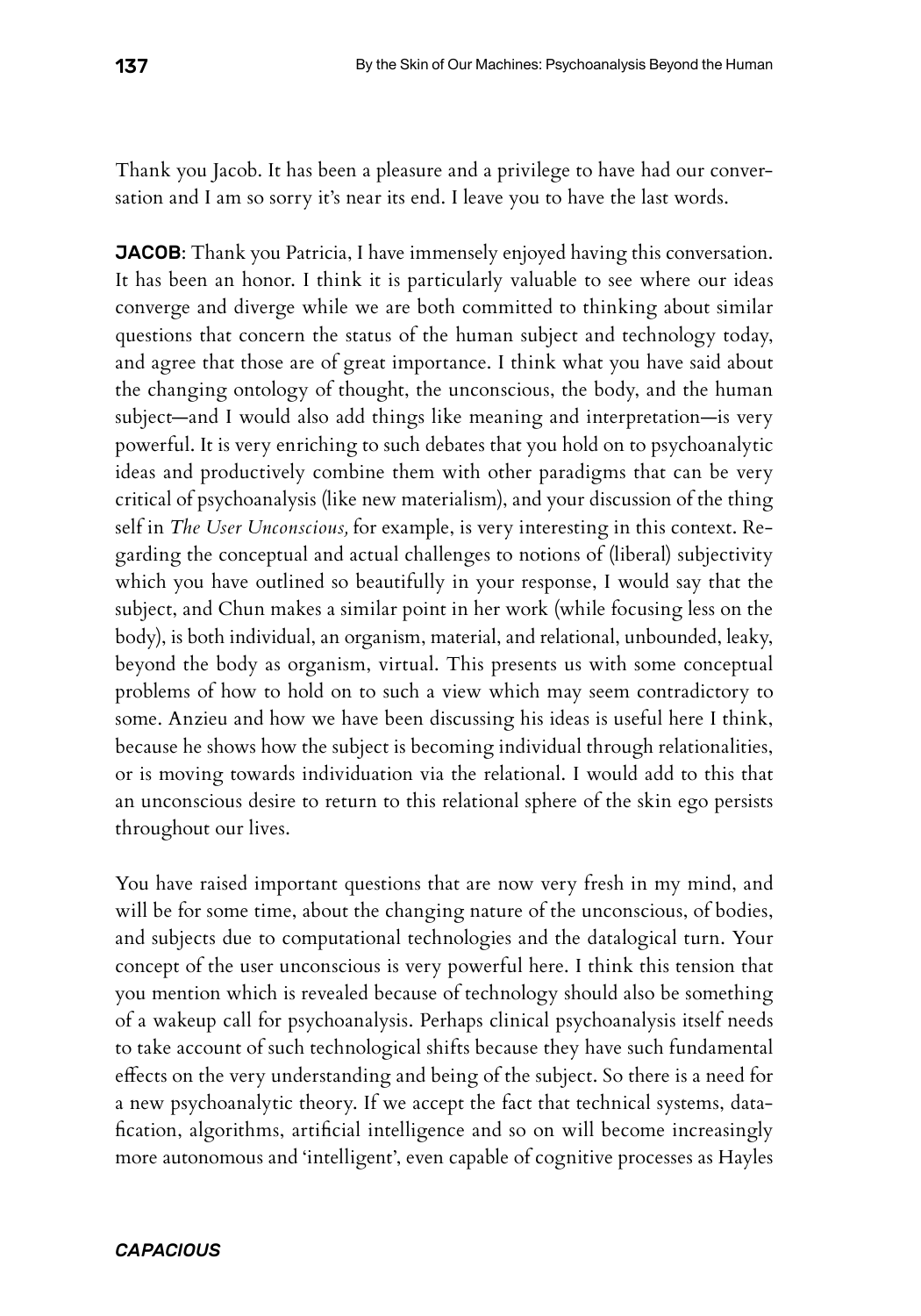Thank you Jacob. It has been a pleasure and a privilege to have had our conversation and I am so sorry it's near its end. I leave you to have the last words.

**JACOB**: Thank you Patricia, I have immensely enjoyed having this conversation. It has been an honor. I think it is particularly valuable to see where our ideas converge and diverge while we are both committed to thinking about similar questions that concern the status of the human subject and technology today, and agree that those are of great importance. I think what you have said about the changing ontology of thought, the unconscious, the body, and the human subject—and I would also add things like meaning and interpretation—is very powerful. It is very enriching to such debates that you hold on to psychoanalytic ideas and productively combine them with other paradigms that can be very critical of psychoanalysis (like new materialism), and your discussion of the thing self in *The User Unconscious,* for example, is very interesting in this context. Regarding the conceptual and actual challenges to notions of (liberal) subjectivity which you have outlined so beautifully in your response, I would say that the subject, and Chun makes a similar point in her work (while focusing less on the body), is both individual, an organism, material, and relational, unbounded, leaky, beyond the body as organism, virtual. This presents us with some conceptual problems of how to hold on to such a view which may seem contradictory to some. Anzieu and how we have been discussing his ideas is useful here I think, because he shows how the subject is becoming individual through relationalities, or is moving towards individuation via the relational. I would add to this that an unconscious desire to return to this relational sphere of the skin ego persists throughout our lives.

You have raised important questions that are now very fresh in my mind, and will be for some time, about the changing nature of the unconscious, of bodies, and subjects due to computational technologies and the datalogical turn. Your concept of the user unconscious is very powerful here. I think this tension that you mention which is revealed because of technology should also be something of a wakeup call for psychoanalysis. Perhaps clinical psychoanalysis itself needs to take account of such technological shifts because they have such fundamental effects on the very understanding and being of the subject. So there is a need for a new psychoanalytic theory. If we accept the fact that technical systems, datafication, algorithms, artificial intelligence and so on will become increasingly more autonomous and 'intelligent', even capable of cognitive processes as Hayles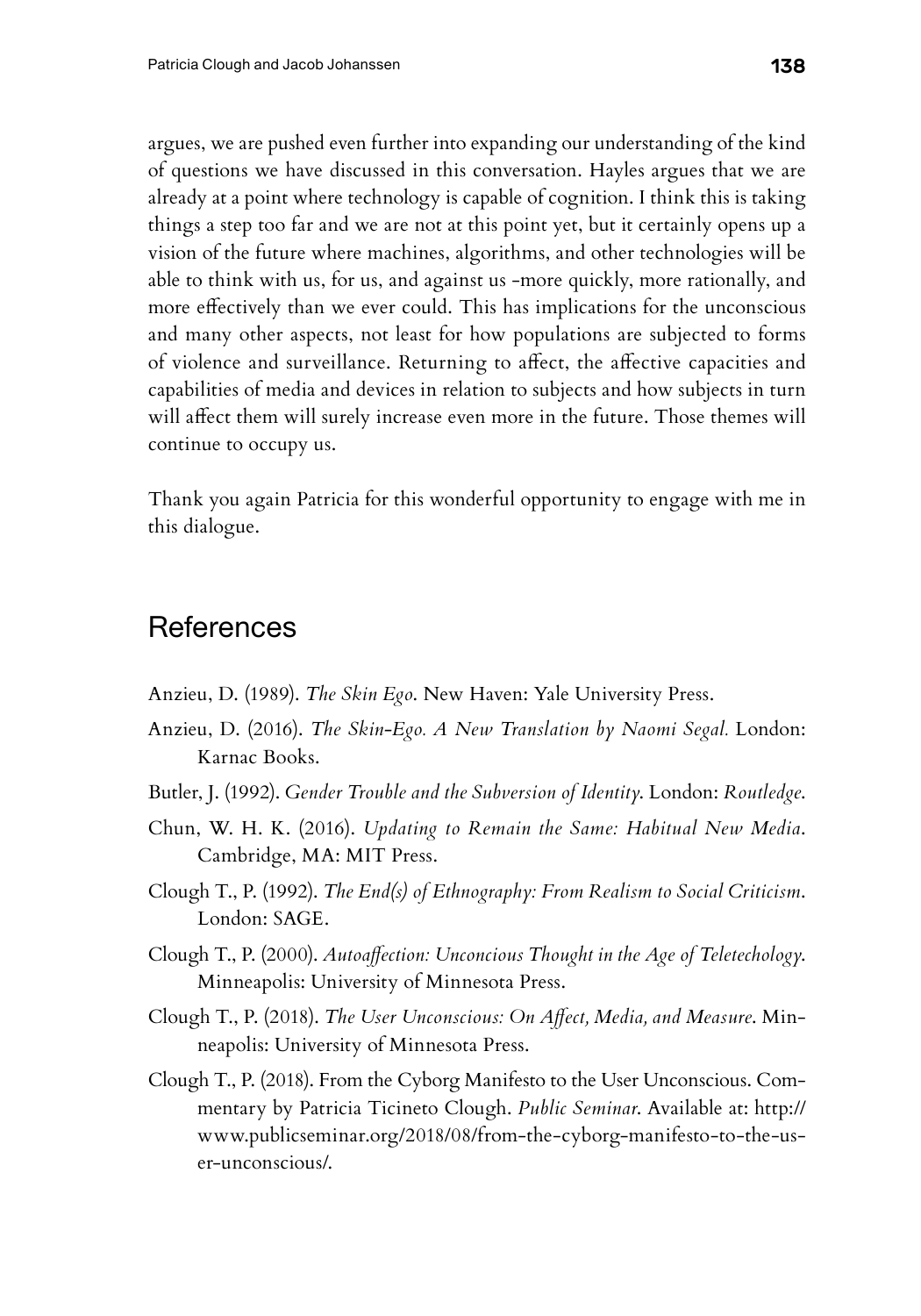argues, we are pushed even further into expanding our understanding of the kind of questions we have discussed in this conversation. Hayles argues that we are already at a point where technology is capable of cognition. I think this is taking things a step too far and we are not at this point yet, but it certainly opens up a vision of the future where machines, algorithms, and other technologies will be able to think with us, for us, and against us -more quickly, more rationally, and more effectively than we ever could. This has implications for the unconscious and many other aspects, not least for how populations are subjected to forms of violence and surveillance. Returning to affect, the affective capacities and capabilities of media and devices in relation to subjects and how subjects in turn will affect them will surely increase even more in the future. Those themes will continue to occupy us.

Thank you again Patricia for this wonderful opportunity to engage with me in this dialogue.

## References

Anzieu, D. (1989). *The Skin Ego*. New Haven: Yale University Press.

Anzieu, D. (2016). *The Skin-Ego. A New Translation by Naomi Segal.* London: Karnac Books.

Butler, J. (1992). *Gender Trouble and the Subversion of Identity*. London: *Routledge*.

Chun, W. H. K. (2016). *Updating to Remain the Same: Habitual New Media*. Cambridge, MA: MIT Press.

Clough T., P. (1992). *The End(s) of Ethnography: From Realism to Social Criticism*. London: SAGE.

Clough T., P. (2000). *Autoaffection: Unconcious Thought in the Age of Teletechology*. Minneapolis: University of Minnesota Press.

Clough T., P. (2018). *The User Unconscious: On Affect, Media, and Measure*. Minneapolis: University of Minnesota Press.

Clough T., P. (2018). From the Cyborg Manifesto to the User Unconscious. Commentary by Patricia Ticineto Clough. *Public Seminar*. Available at: http://www.publicseminar.org/2018/08/from-the-cyborg-manifesto-to-the-user-unconscious/.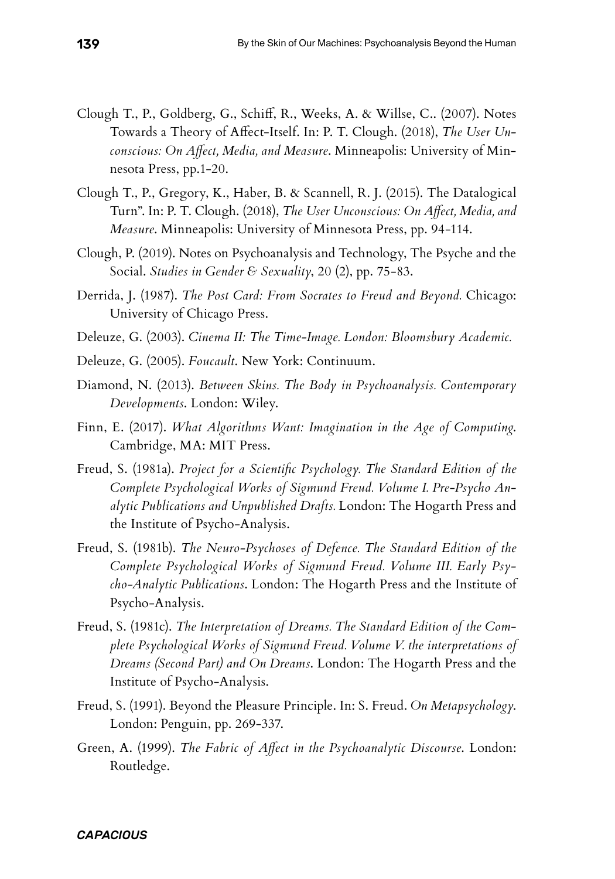Clough T., P., Goldberg, G., Schiff, R., Weeks, A. & Willse, C.. (2007). Notes Towards a Theory of Affect-Itself. In: P. T. Clough. (2018), *The User Unconscious: On Affect, Media, and Measure*. Minneapolis: University of Minnesota Press, pp.1-20.

Clough T., P., Gregory, K., Haber, B. & Scannell, R. J. (2015). The Datalogical Turn". In: P. T. Clough. (2018), *The User Unconscious: On Affect, Media, and Measure*. Minneapolis: University of Minnesota Press, pp. 94-114.

Clough, P. (2019). Notes on Psychoanalysis and Technology, The Psyche and the Social. *Studies in Gender & Sexuality*, 20 (2), pp. 75-83.

Derrida, J. (1987). *The Post Card: From Socrates to Freud and Beyond.* Chicago: University of Chicago Press.

Deleuze, G. (2003). *Cinema II: The Time-Image. London: Bloomsbury Academic.*

Deleuze, G. (2005). *Foucault*. New York: Continuum.

Diamond, N. (2013). *Between Skins. The Body in Psychoanalysis. Contemporary Developments*. London: Wiley.

Finn, E. (2017). *What Algorithms Want: Imagination in the Age of Computing*. Cambridge, MA: MIT Press.

Freud, S. (1981a). *Project for a Scientific Psychology. The Standard Edition of the Complete Psychological Works of Sigmund Freud. Volume I. Pre-Psycho Analytic Publications and Unpublished Drafts.* London: The Hogarth Press and the Institute of Psycho-Analysis.

Freud, S. (1981b). *The Neuro-Psychoses of Defence. The Standard Edition of the Complete Psychological Works of Sigmund Freud. Volume III. Early Psycho-Analytic Publications*. London: The Hogarth Press and the Institute of Psycho-Analysis.

Freud, S. (1981c). *The Interpretation of Dreams. The Standard Edition of the Complete Psychological Works of Sigmund Freud. Volume V. the interpretations of Dreams (Second Part) and On Dreams*. London: The Hogarth Press and the Institute of Psycho-Analysis.

Freud, S. (1991). Beyond the Pleasure Principle. In: S. Freud. *On Metapsychology*. London: Penguin, pp. 269-337.

Green, A. (1999). *The Fabric of Affect in the Psychoanalytic Discourse*. London: Routledge.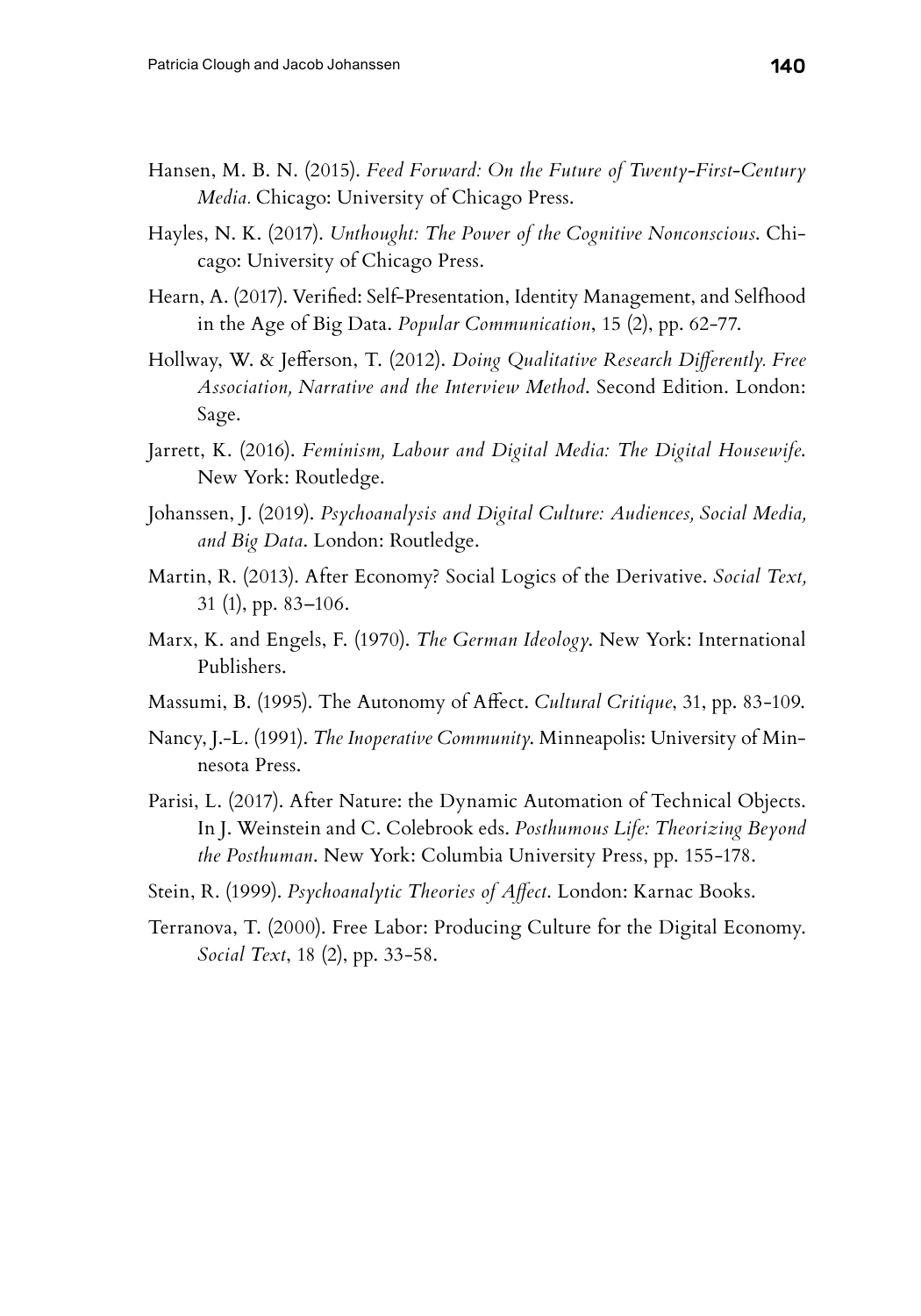Hansen, M. B. N. (2015). *Feed Forward: On the Future of Twenty-First-Century Media.* Chicago: University of Chicago Press.

Hayles, N. K. (2017). *Unthought: The Power of the Cognitive Nonconscious*. Chicago: University of Chicago Press.

Hearn, A. (2017). Verified: Self-Presentation, Identity Management, and Selfhood in the Age of Big Data. *Popular Communication*, 15 (2), pp. 62-77.

Hollway, W. & Jefferson, T. (2012). *Doing Qualitative Research Differently. Free Association, Narrative and the Interview Method*. Second Edition. London: Sage.

Jarrett, K. (2016). *Feminism, Labour and Digital Media: The Digital Housewife*. New York: Routledge.

Johanssen, J. (2019). *Psychoanalysis and Digital Culture: Audiences, Social Media, and Big Data*. London: Routledge.

Martin, R. (2013). After Economy? Social Logics of the Derivative. *Social Text,* 31 (1), pp. 83–106.

Marx, K. and Engels, F. (1970). *The German Ideology*. New York: International Publishers.

Massumi, B. (1995). The Autonomy of Affect. *Cultural Critique*, 31, pp. 83-109.

Nancy, J.-L. (1991). *The Inoperative Community*. Minneapolis: University of Minnesota Press.

Parisi, L. (2017). After Nature: the Dynamic Automation of Technical Objects. In J. Weinstein and C. Colebrook eds. *Posthumous Life: Theorizing Beyond the Posthuman*. New York: Columbia University Press, pp. 155-178.

Stein, R. (1999). *Psychoanalytic Theories of Affect*. London: Karnac Books.

Terranova, T. (2000). Free Labor: Producing Culture for the Digital Economy. *Social Text*, 18 (2), pp. 33-58.